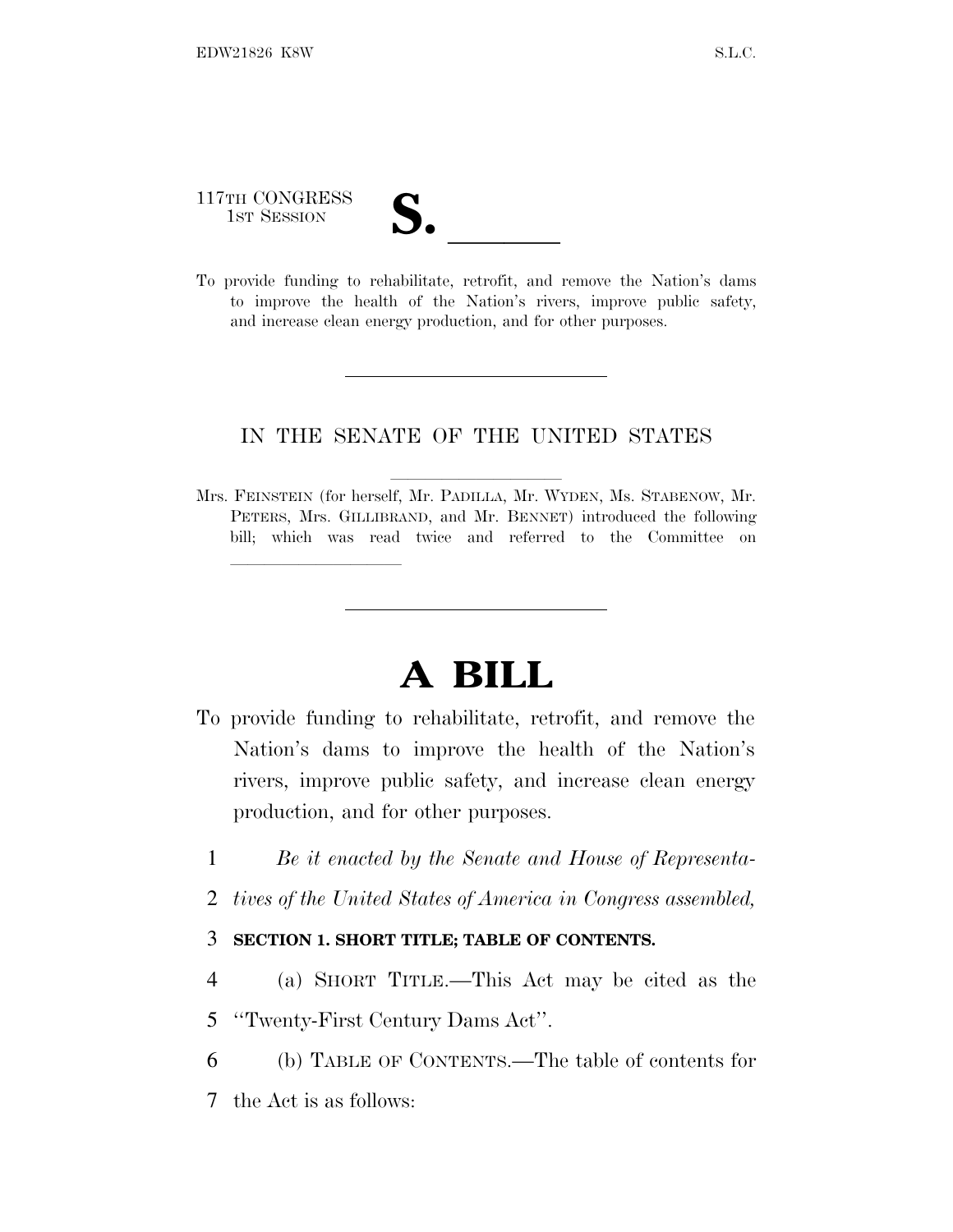117TH CONGRESS
1ST SESSION

# S. \_\_\_\_\_\_

To provide funding to rehabilitate, retrofit, and remove the Nation's dams to improve the health of the Nation's rivers, improve public safety, and increase clean energy production, and for other purposes.

---

IN THE SENATE OF THE UNITED STATES

Mrs. FEINSTEIN (for herself, Mr. PADILLA, Mr. WYDEN, Ms. STABENOW, Mr. PETERS, Mrs. GILLIBRAND, and Mr. BENNET) introduced the following bill; which was read twice and referred to the Committee on \_\_\_\_\_\_\_\_\_\_\_\_\_\_\_\_

---

# A BILL

To provide funding to rehabilitate, retrofit, and remove the Nation's dams to improve the health of the Nation's rivers, improve public safety, and increase clean energy production, and for other purposes.

1 *Be it enacted by the Senate and House of Representa-*
2 *tives of the United States of America in Congress assembled,*

3 **SECTION 1. SHORT TITLE; TABLE OF CONTENTS.**

4 (a) SHORT TITLE.—This Act may be cited as the
5 ''Twenty-First Century Dams Act''.

6 (b) TABLE OF CONTENTS.—The table of contents for
7 the Act is as follows: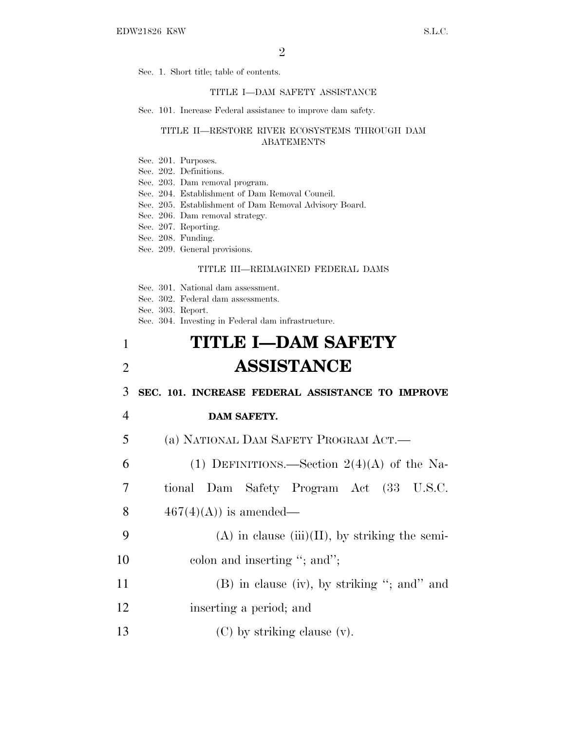Sec. 1. Short title; table of contents.

TITLE I—DAM SAFETY ASSISTANCE

Sec. 101. Increase Federal assistance to improve dam safety.

TITLE II—RESTORE RIVER ECOSYSTEMS THROUGH DAM ABATEMENTS

Sec. 201. Purposes.
Sec. 202. Definitions.
Sec. 203. Dam removal program.
Sec. 204. Establishment of Dam Removal Council.
Sec. 205. Establishment of Dam Removal Advisory Board.
Sec. 206. Dam removal strategy.
Sec. 207. Reporting.
Sec. 208. Funding.
Sec. 209. General provisions.

TITLE III—REIMAGINED FEDERAL DAMS

Sec. 301. National dam assessment.
Sec. 302. Federal dam assessments.
Sec. 303. Report.
Sec. 304. Investing in Federal dam infrastructure.

# TITLE I—DAM SAFETY ASSISTANCE

## SEC. 101. INCREASE FEDERAL ASSISTANCE TO IMPROVE DAM SAFETY.

(a) NATIONAL DAM SAFETY PROGRAM ACT.—

(1) DEFINITIONS.—Section 2(4)(A) of the National Dam Safety Program Act (33 U.S.C. 467(4)(A)) is amended—

(A) in clause (iii)(II), by striking the semicolon and inserting "; and";

(B) in clause (iv), by striking "; and" and inserting a period; and

(C) by striking clause (v).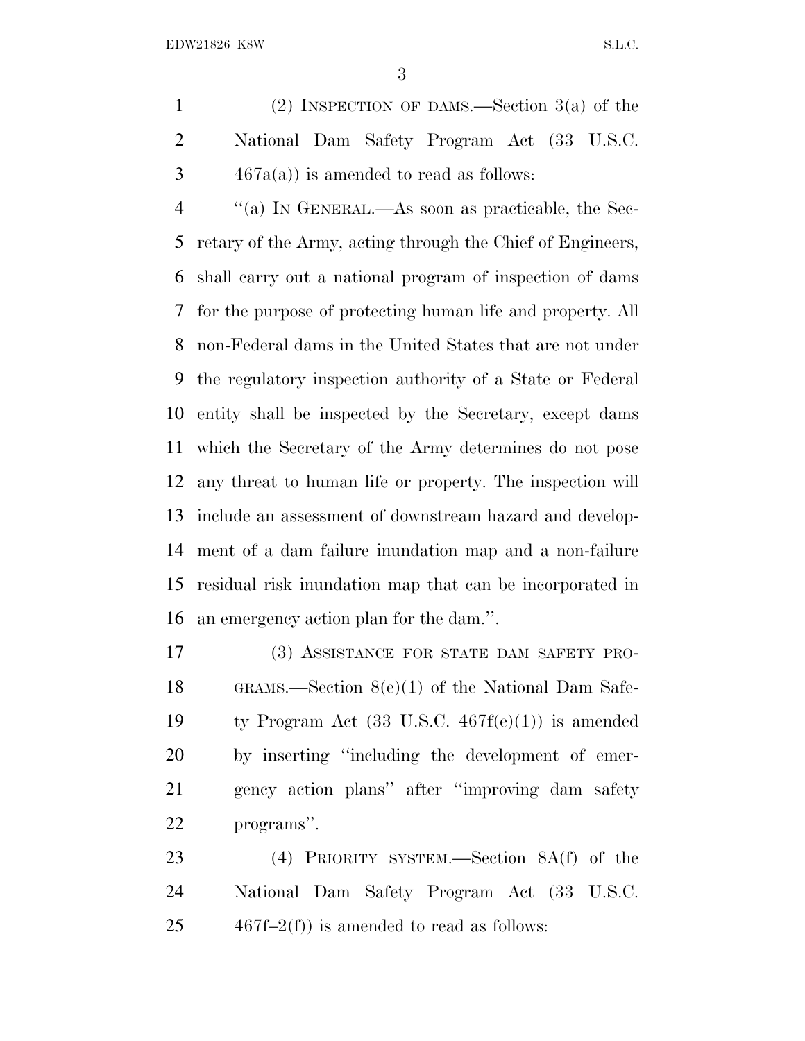(2) INSPECTION OF DAMS.—Section 3(a) of the National Dam Safety Program Act (33 U.S.C. 467a(a)) is amended to read as follows:

"(a) IN GENERAL.—As soon as practicable, the Secretary of the Army, acting through the Chief of Engineers, shall carry out a national program of inspection of dams for the purpose of protecting human life and property. All non-Federal dams in the United States that are not under the regulatory inspection authority of a State or Federal entity shall be inspected by the Secretary, except dams which the Secretary of the Army determines do not pose any threat to human life or property. The inspection will include an assessment of downstream hazard and development of a dam failure inundation map and a non-failure residual risk inundation map that can be incorporated in an emergency action plan for the dam.".

(3) ASSISTANCE FOR STATE DAM SAFETY PROGRAMS.—Section 8(e)(1) of the National Dam Safety Program Act (33 U.S.C. 467f(e)(1)) is amended by inserting "including the development of emergency action plans" after "improving dam safety programs".

(4) PRIORITY SYSTEM.—Section 8A(f) of the National Dam Safety Program Act (33 U.S.C. 467f–2(f)) is amended to read as follows: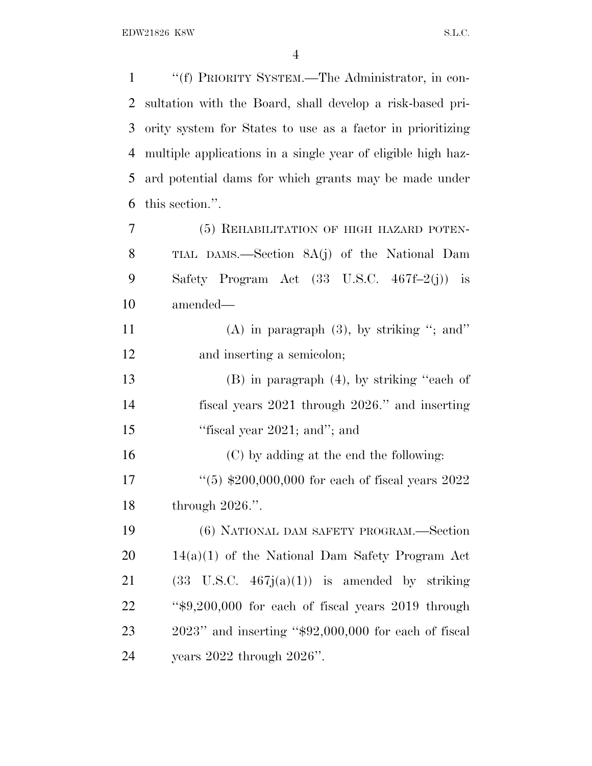"(f) PRIORITY SYSTEM.—The Administrator, in consultation with the Board, shall develop a risk-based priority system for States to use as a factor in prioritizing multiple applications in a single year of eligible high hazard potential dams for which grants may be made under this section.".

(5) REHABILITATION OF HIGH HAZARD POTENTIAL DAMS.—Section 8A(j) of the National Dam Safety Program Act (33 U.S.C. 467f–2(j)) is amended—

(A) in paragraph (3), by striking "; and" and inserting a semicolon;

(B) in paragraph (4), by striking "each of fiscal years 2021 through 2026." and inserting "fiscal year 2021; and"; and

(C) by adding at the end the following:

"(5) $200,000,000 for each of fiscal years 2022 through 2026.".

(6) NATIONAL DAM SAFETY PROGRAM.—Section 14(a)(1) of the National Dam Safety Program Act (33 U.S.C. 467j(a)(1)) is amended by striking "$9,200,000 for each of fiscal years 2019 through 2023" and inserting "$92,000,000 for each of fiscal years 2022 through 2026".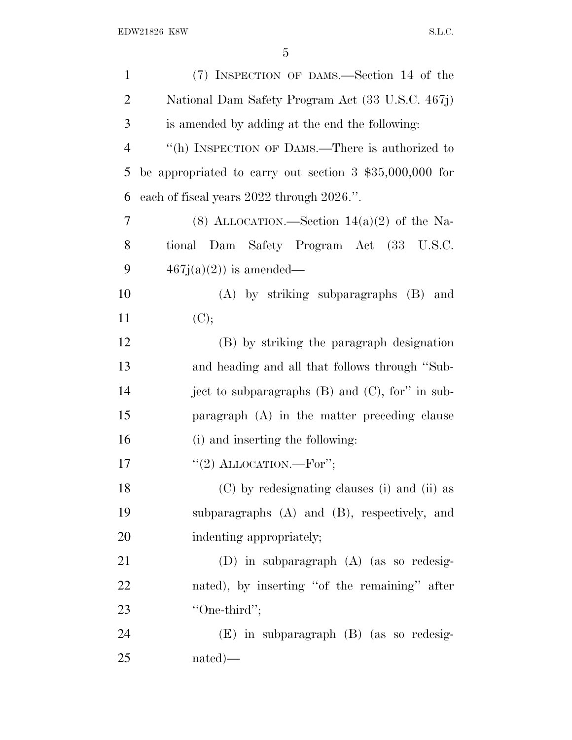(7) INSPECTION OF DAMS.—Section 14 of the National Dam Safety Program Act (33 U.S.C. 467j) is amended by adding at the end the following:

"(h) INSPECTION OF DAMS.—There is authorized to be appropriated to carry out section 3 $35,000,000 for each of fiscal years 2022 through 2026.".

(8) ALLOCATION.—Section 14(a)(2) of the National Dam Safety Program Act (33 U.S.C. 467j(a)(2)) is amended—

(A) by striking subparagraphs (B) and (C);

(B) by striking the paragraph designation and heading and all that follows through "Subject to subparagraphs (B) and (C), for" in subparagraph (A) in the matter preceding clause (i) and inserting the following:

"(2) ALLOCATION.—For";

(C) by redesignating clauses (i) and (ii) as subparagraphs (A) and (B), respectively, and indenting appropriately;

(D) in subparagraph (A) (as so redesignated), by inserting "of the remaining" after "One-third";

(E) in subparagraph (B) (as so redesignated)—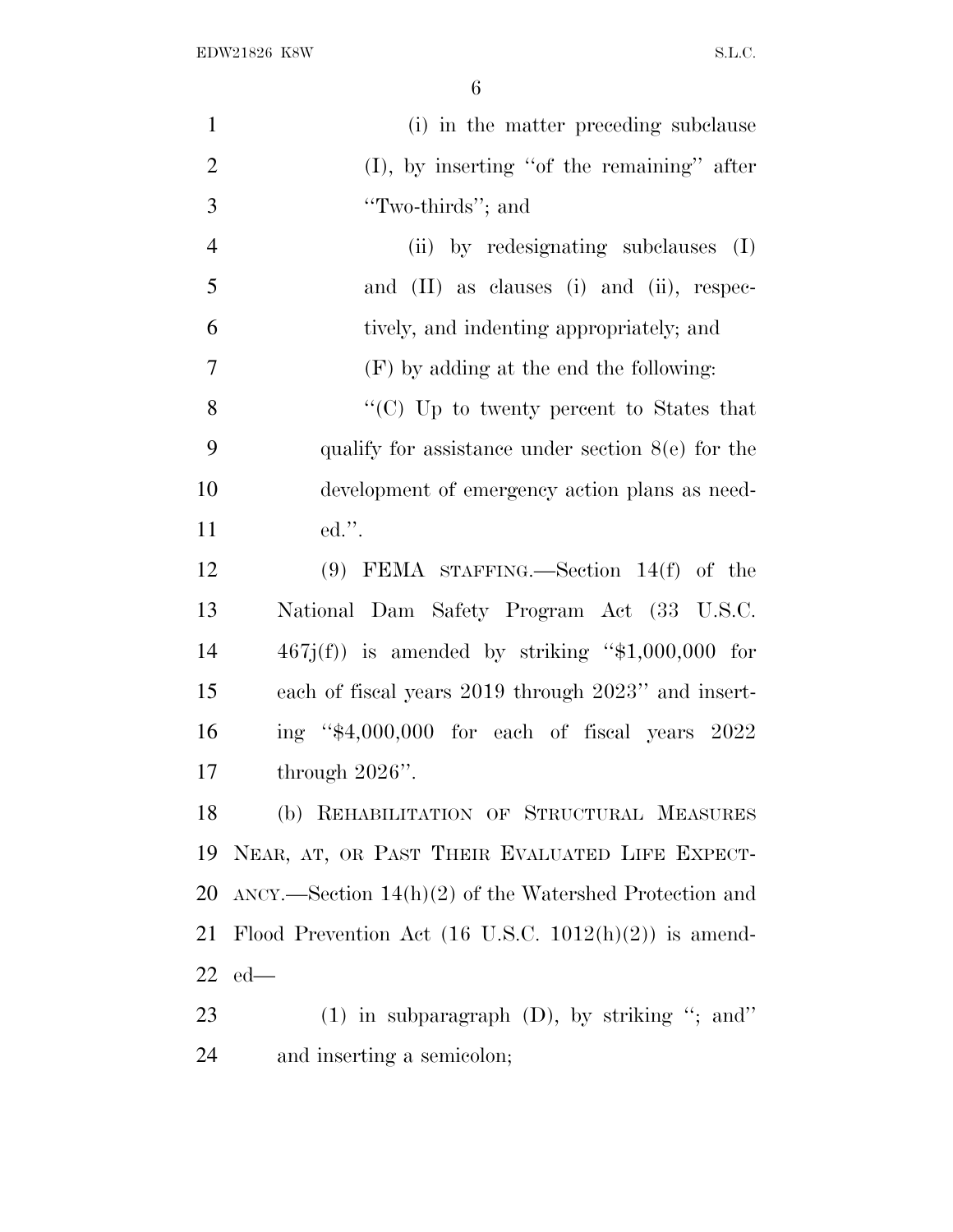(i) in the matter preceding subclause (I), by inserting ''of the remaining'' after ''Two-thirds''; and

(ii) by redesignating subclauses (I) and (II) as clauses (i) and (ii), respectively, and indenting appropriately; and

(F) by adding at the end the following:

''(C) Up to twenty percent to States that qualify for assistance under section 8(e) for the development of emergency action plans as needed.''.

(9) FEMA STAFFING.—Section 14(f) of the National Dam Safety Program Act (33 U.S.C. 467j(f)) is amended by striking ''$1,000,000 for each of fiscal years 2019 through 2023'' and inserting ''$4,000,000 for each of fiscal years 2022 through 2026''.

(b) REHABILITATION OF STRUCTURAL MEASURES NEAR, AT, OR PAST THEIR EVALUATED LIFE EXPECTANCY.—Section 14(h)(2) of the Watershed Protection and Flood Prevention Act (16 U.S.C. 1012(h)(2)) is amended—

(1) in subparagraph (D), by striking ''; and'' and inserting a semicolon;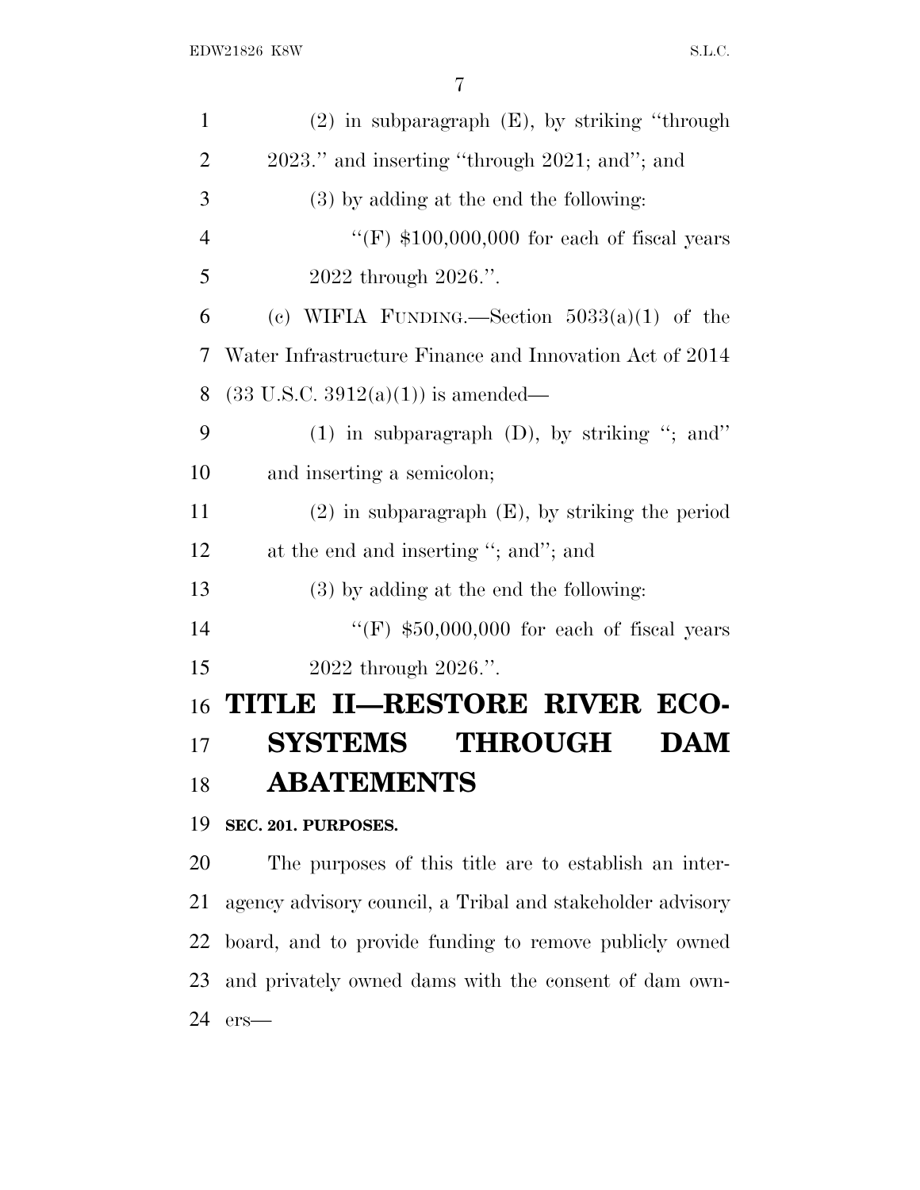(2) in subparagraph (E), by striking "through 2023." and inserting "through 2021; and"; and

(3) by adding at the end the following:

"(F) $100,000,000 for each of fiscal years 2022 through 2026.".

(c) WIFIA FUNDING.—Section 5033(a)(1) of the Water Infrastructure Finance and Innovation Act of 2014 (33 U.S.C. 3912(a)(1)) is amended—

(1) in subparagraph (D), by striking "; and" and inserting a semicolon;

(2) in subparagraph (E), by striking the period at the end and inserting "; and"; and

(3) by adding at the end the following:

"(F) $50,000,000 for each of fiscal years 2022 through 2026.".

# TITLE II—RESTORE RIVER ECOSYSTEMS THROUGH DAM ABATEMENTS

**SEC. 201. PURPOSES.**

The purposes of this title are to establish an interagency advisory council, a Tribal and stakeholder advisory board, and to provide funding to remove publicly owned and privately owned dams with the consent of dam owners—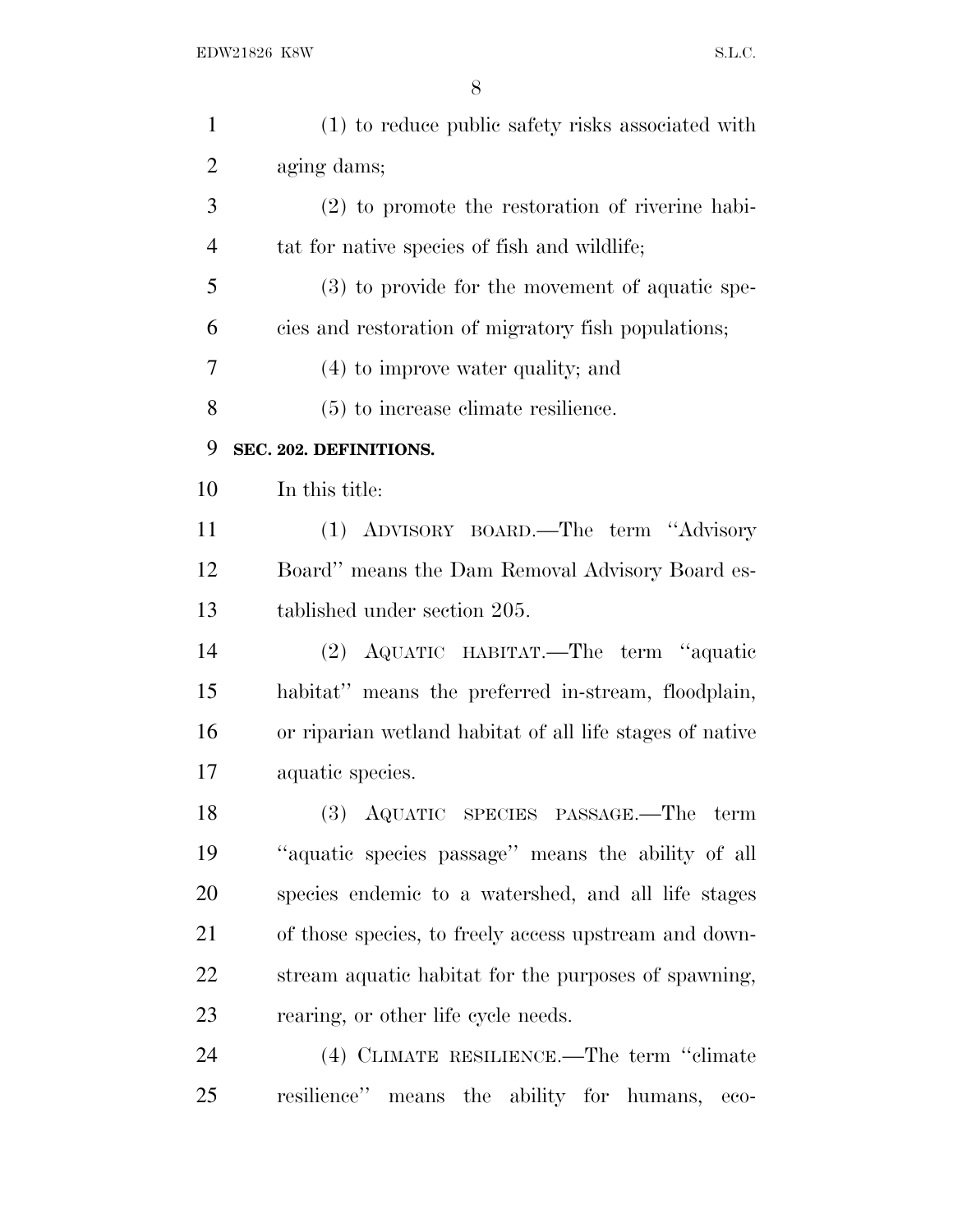(1) to reduce public safety risks associated with aging dams;

(2) to promote the restoration of riverine habitat for native species of fish and wildlife;

(3) to provide for the movement of aquatic species and restoration of migratory fish populations;

(4) to improve water quality; and

(5) to increase climate resilience.

**SEC. 202. DEFINITIONS.**

In this title:

(1) ADVISORY BOARD.—The term "Advisory Board" means the Dam Removal Advisory Board established under section 205.

(2) AQUATIC HABITAT.—The term "aquatic habitat" means the preferred in-stream, floodplain, or riparian wetland habitat of all life stages of native aquatic species.

(3) AQUATIC SPECIES PASSAGE.—The term "aquatic species passage" means the ability of all species endemic to a watershed, and all life stages of those species, to freely access upstream and downstream aquatic habitat for the purposes of spawning, rearing, or other life cycle needs.

(4) CLIMATE RESILIENCE.—The term "climate resilience" means the ability for humans, eco-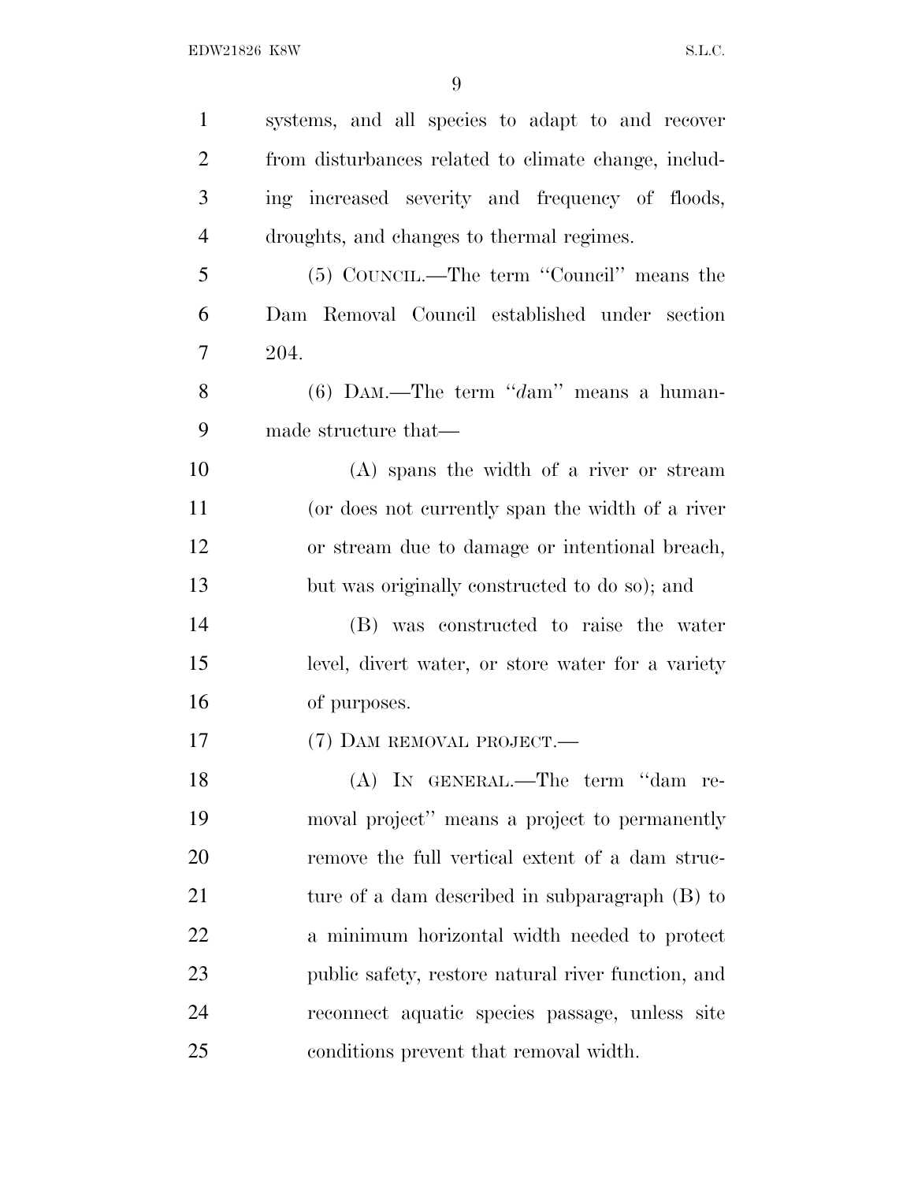systems, and all species to adapt to and recover from disturbances related to climate change, including increased severity and frequency of floods, droughts, and changes to thermal regimes.

(5) COUNCIL.—The term "Council" means the Dam Removal Council established under section 204.

(6) DAM.—The term "*d*am" means a human-made structure that—

(A) spans the width of a river or stream (or does not currently span the width of a river or stream due to damage or intentional breach, but was originally constructed to do so); and

(B) was constructed to raise the water level, divert water, or store water for a variety of purposes.

(7) DAM REMOVAL PROJECT.—

(A) IN GENERAL.—The term "dam removal project" means a project to permanently remove the full vertical extent of a dam structure of a dam described in subparagraph (B) to a minimum horizontal width needed to protect public safety, restore natural river function, and reconnect aquatic species passage, unless site conditions prevent that removal width.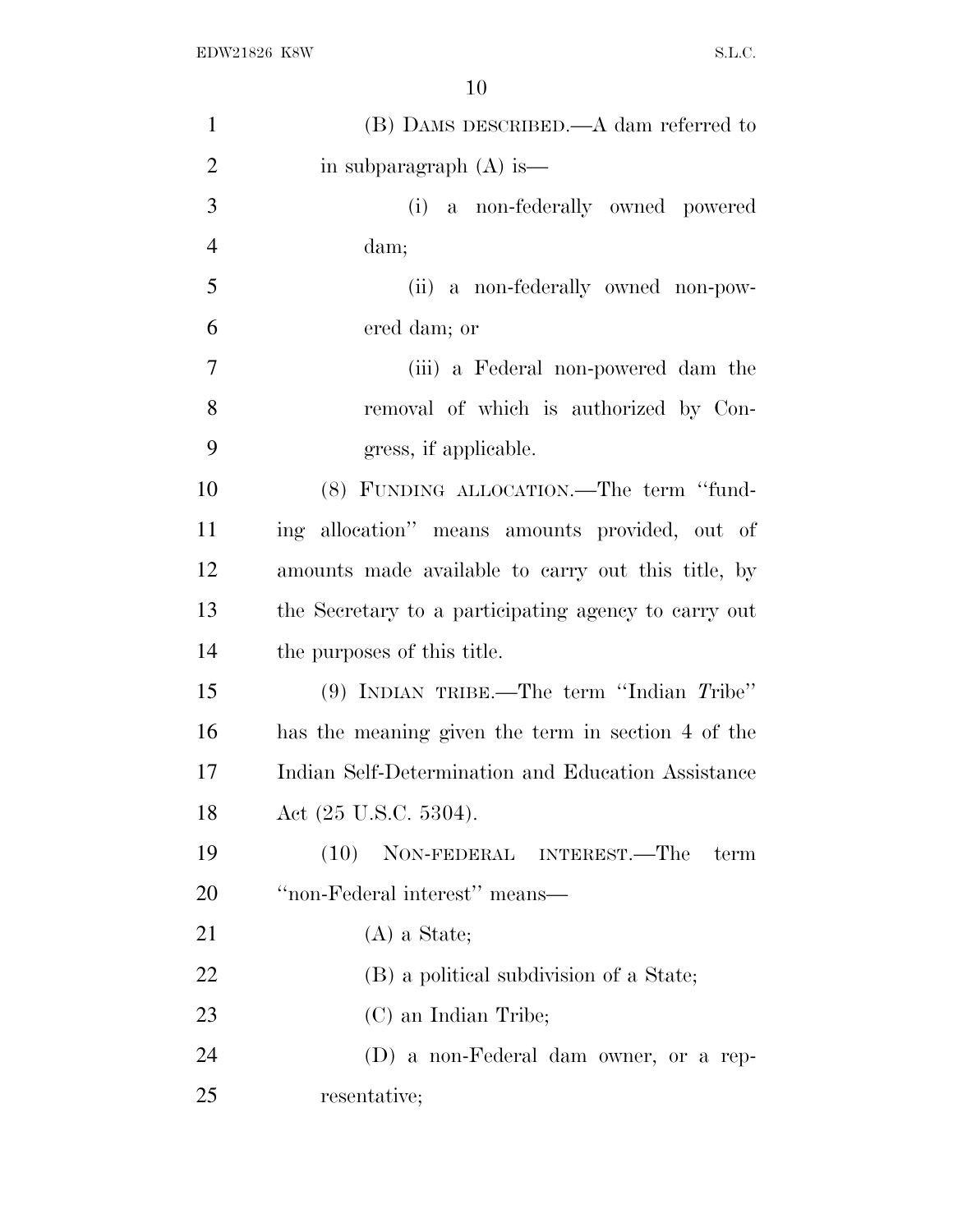(B) DAMS DESCRIBED.—A dam referred to in subparagraph (A) is—

(i) a non-federally owned powered dam;

(ii) a non-federally owned non-powered dam; or

(iii) a Federal non-powered dam the removal of which is authorized by Congress, if applicable.

(8) FUNDING ALLOCATION.—The term ''funding allocation'' means amounts provided, out of amounts made available to carry out this title, by the Secretary to a participating agency to carry out the purposes of this title.

(9) INDIAN TRIBE.—The term ''Indian Tribe'' has the meaning given the term in section 4 of the Indian Self-Determination and Education Assistance Act (25 U.S.C. 5304).

(10) NON-FEDERAL INTEREST.—The term ''non-Federal interest'' means—

(A) a State;

(B) a political subdivision of a State;

(C) an Indian Tribe;

(D) a non-Federal dam owner, or a representative;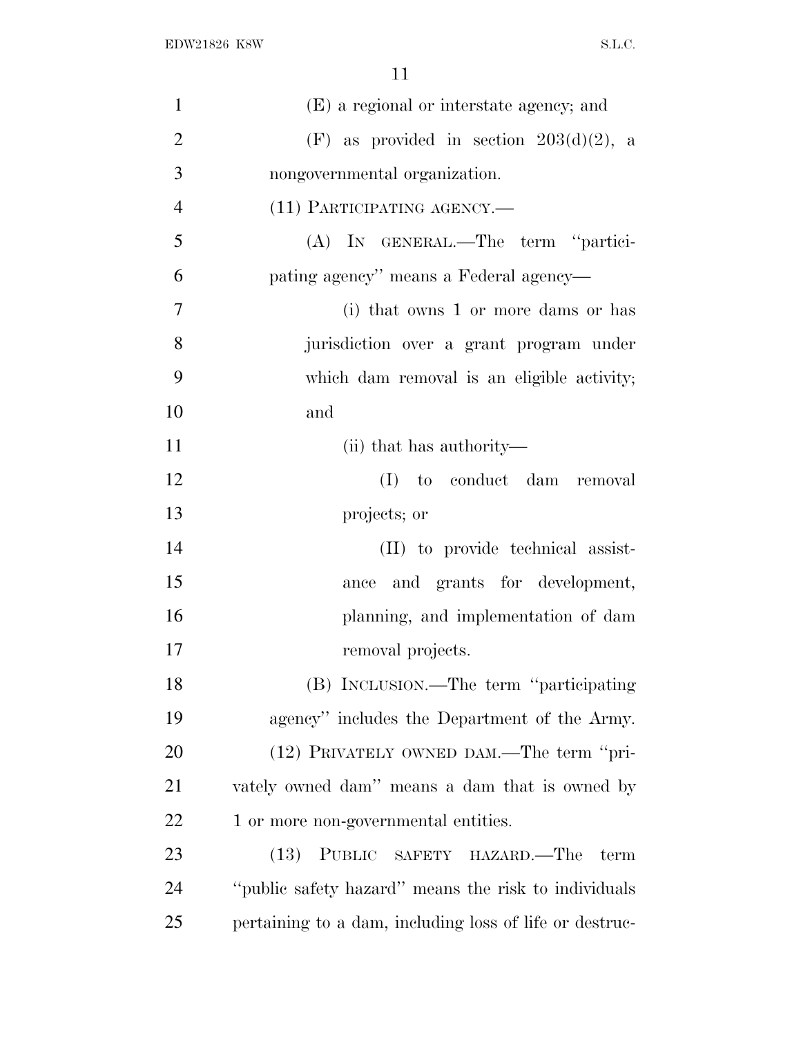(E) a regional or interstate agency; and

(F) as provided in section 203(d)(2), a nongovernmental organization.

(11) PARTICIPATING AGENCY.—

(A) IN GENERAL.—The term "participating agency" means a Federal agency—

(i) that owns 1 or more dams or has jurisdiction over a grant program under which dam removal is an eligible activity; and

(ii) that has authority—

(I) to conduct dam removal projects; or

(II) to provide technical assistance and grants for development, planning, and implementation of dam removal projects.

(B) INCLUSION.—The term "participating agency" includes the Department of the Army.

(12) PRIVATELY OWNED DAM.—The term "privately owned dam" means a dam that is owned by 1 or more non-governmental entities.

(13) PUBLIC SAFETY HAZARD.—The term "public safety hazard" means the risk to individuals pertaining to a dam, including loss of life or destruc-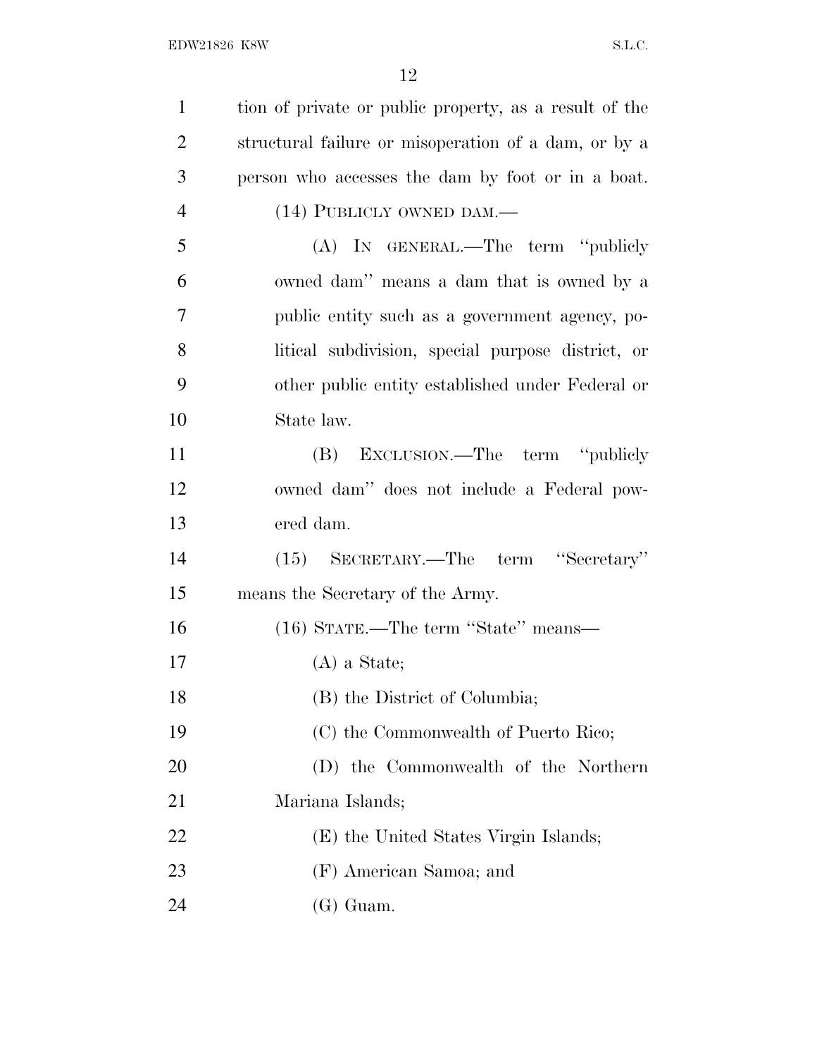tion of private or public property, as a result of the structural failure or misoperation of a dam, or by a person who accesses the dam by foot or in a boat.

(14) PUBLICLY OWNED DAM.—

(A) IN GENERAL.—The term ''publicly owned dam'' means a dam that is owned by a public entity such as a government agency, political subdivision, special purpose district, or other public entity established under Federal or State law.

(B) EXCLUSION.—The term ''publicly owned dam'' does not include a Federal powered dam.

(15) SECRETARY.—The term ''Secretary'' means the Secretary of the Army.

(16) STATE.—The term ''State'' means—

(A) a State;

(B) the District of Columbia;

(C) the Commonwealth of Puerto Rico;

(D) the Commonwealth of the Northern Mariana Islands;

(E) the United States Virgin Islands;

(F) American Samoa; and

(G) Guam.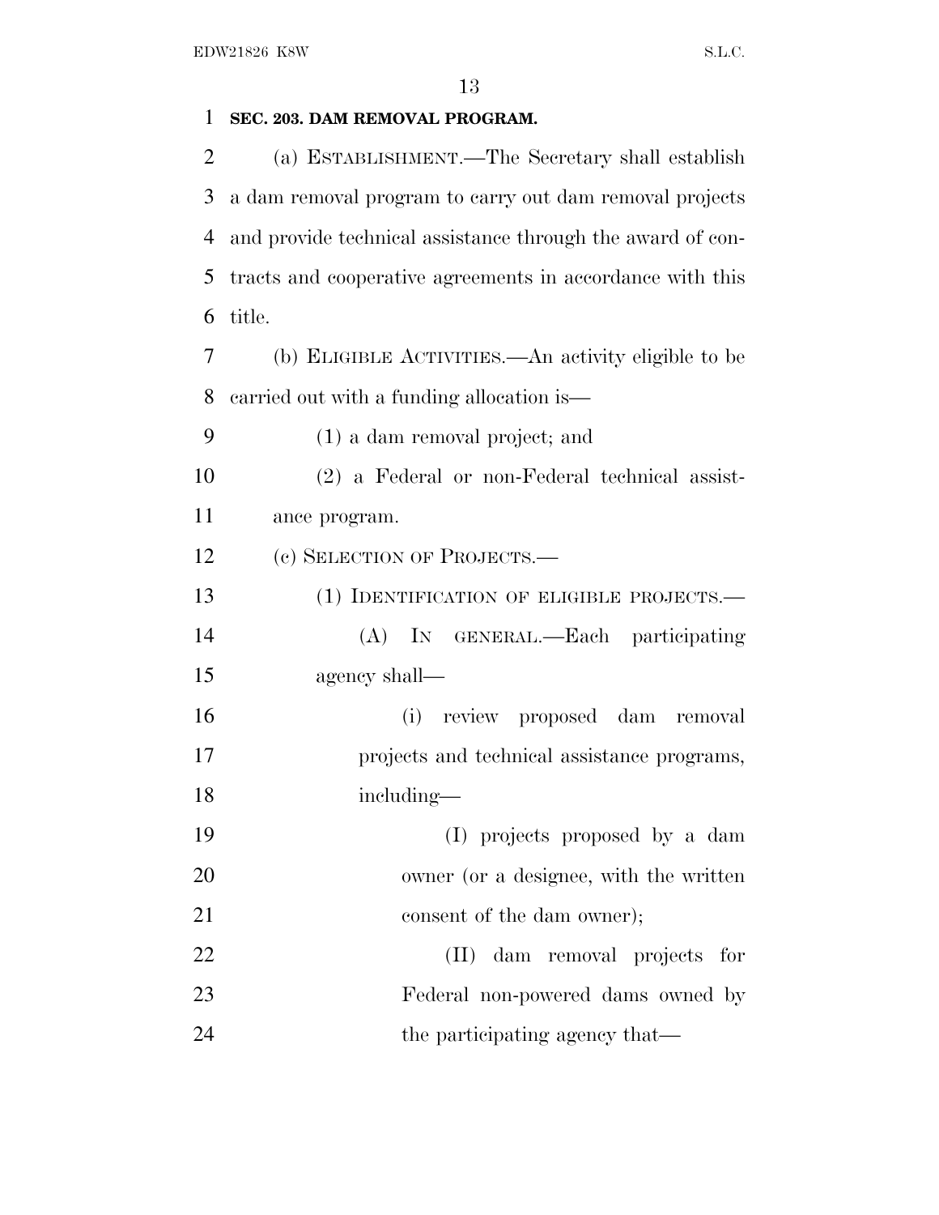**SEC. 203. DAM REMOVAL PROGRAM.**

(a) ESTABLISHMENT.—The Secretary shall establish a dam removal program to carry out dam removal projects and provide technical assistance through the award of contracts and cooperative agreements in accordance with this title.

(b) ELIGIBLE ACTIVITIES.—An activity eligible to be carried out with a funding allocation is—

(1) a dam removal project; and

(2) a Federal or non-Federal technical assistance program.

(c) SELECTION OF PROJECTS.—

(1) IDENTIFICATION OF ELIGIBLE PROJECTS.—

(A) IN GENERAL.—Each participating agency shall—

(i) review proposed dam removal projects and technical assistance programs, including—

(I) projects proposed by a dam owner (or a designee, with the written consent of the dam owner);

(II) dam removal projects for Federal non-powered dams owned by the participating agency that—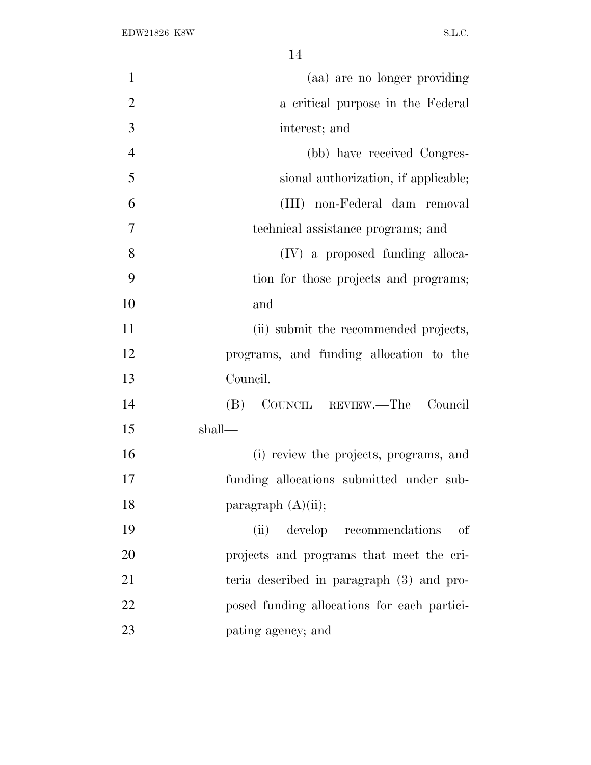(aa) are no longer providing a critical purpose in the Federal interest; and

(bb) have received Congressional authorization, if applicable;

(III) non-Federal dam removal technical assistance programs; and

(IV) a proposed funding allocation for those projects and programs; and

(ii) submit the recommended projects, programs, and funding allocation to the Council.

(B) COUNCIL REVIEW.—The Council shall—

(i) review the projects, programs, and funding allocations submitted under subparagraph (A)(ii);

(ii) develop recommendations of projects and programs that meet the criteria described in paragraph (3) and proposed funding allocations for each participating agency; and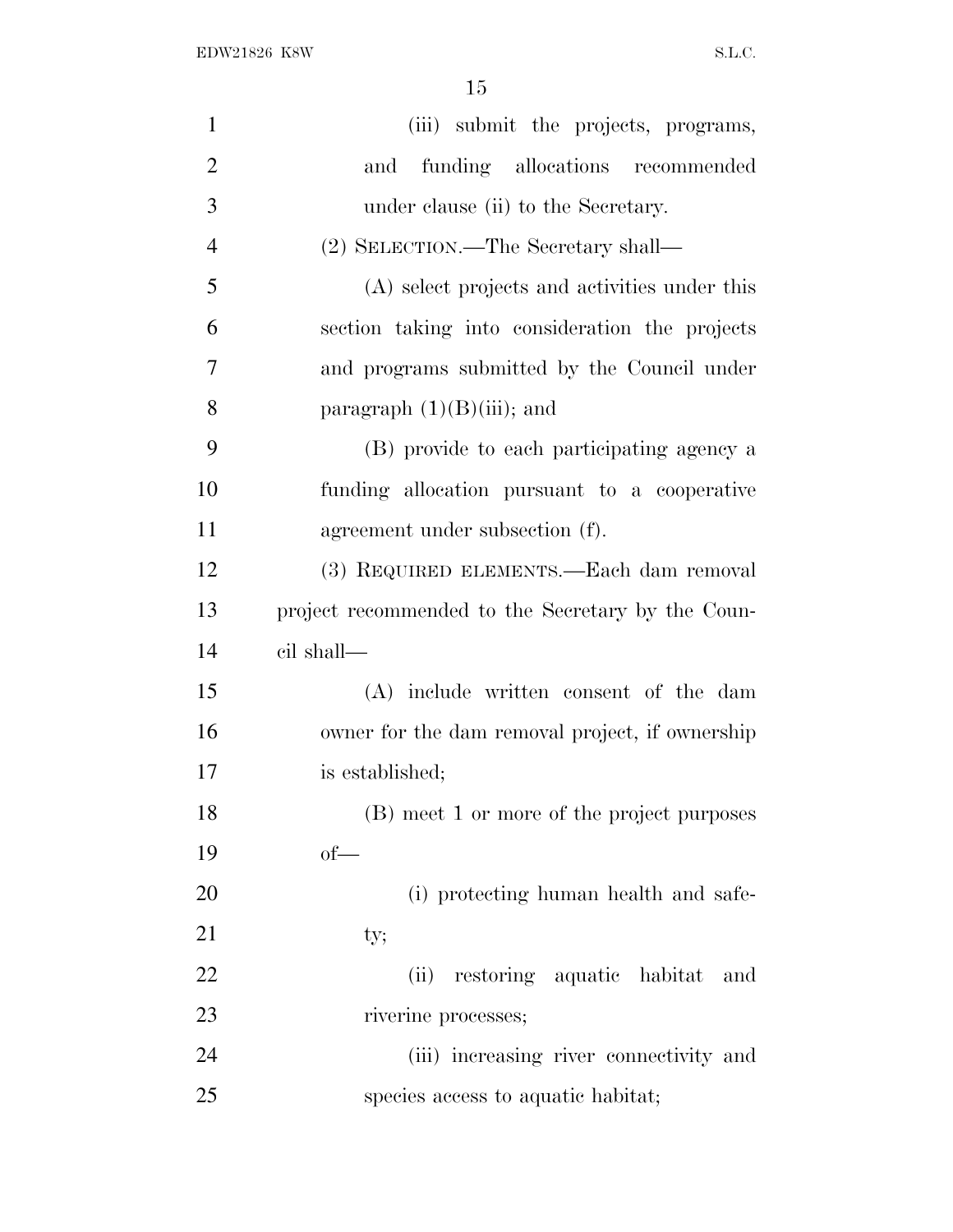(iii) submit the projects, programs, and funding allocations recommended under clause (ii) to the Secretary.

(2) SELECTION.—The Secretary shall—

(A) select projects and activities under this section taking into consideration the projects and programs submitted by the Council under paragraph (1)(B)(iii); and

(B) provide to each participating agency a funding allocation pursuant to a cooperative agreement under subsection (f).

(3) REQUIRED ELEMENTS.—Each dam removal project recommended to the Secretary by the Council shall—

(A) include written consent of the dam owner for the dam removal project, if ownership is established;

(B) meet 1 or more of the project purposes of—

(i) protecting human health and safety;

(ii) restoring aquatic habitat and riverine processes;

(iii) increasing river connectivity and species access to aquatic habitat;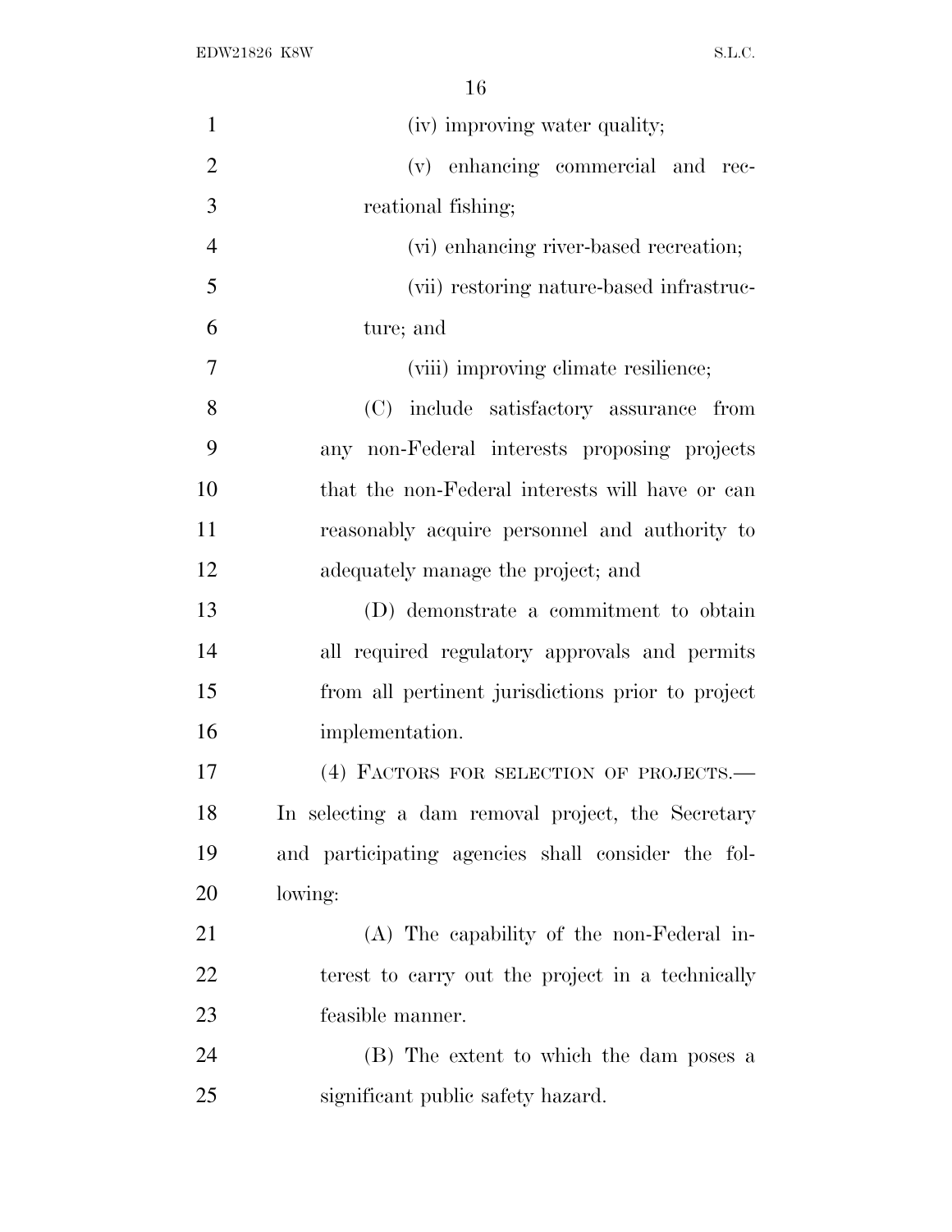(iv) improving water quality;

(v) enhancing commercial and recreational fishing;

(vi) enhancing river-based recreation;

(vii) restoring nature-based infrastructure; and

(viii) improving climate resilience;

(C) include satisfactory assurance from any non-Federal interests proposing projects that the non-Federal interests will have or can reasonably acquire personnel and authority to adequately manage the project; and

(D) demonstrate a commitment to obtain all required regulatory approvals and permits from all pertinent jurisdictions prior to project implementation.

(4) FACTORS FOR SELECTION OF PROJECTS.—In selecting a dam removal project, the Secretary and participating agencies shall consider the following:

(A) The capability of the non-Federal interest to carry out the project in a technically feasible manner.

(B) The extent to which the dam poses a significant public safety hazard.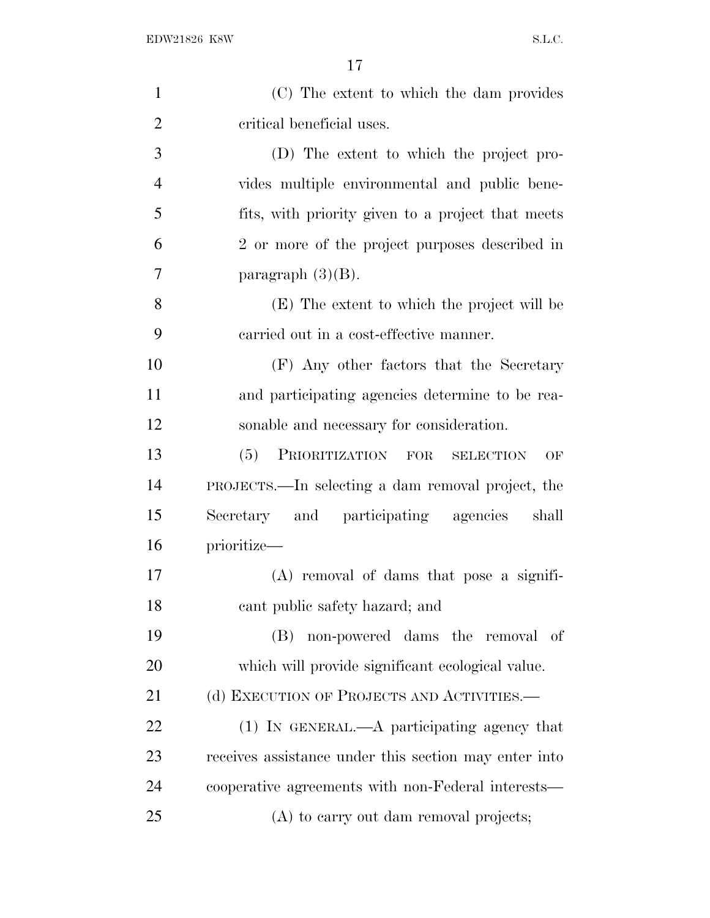(C) The extent to which the dam provides critical beneficial uses.

(D) The extent to which the project provides multiple environmental and public benefits, with priority given to a project that meets 2 or more of the project purposes described in paragraph (3)(B).

(E) The extent to which the project will be carried out in a cost-effective manner.

(F) Any other factors that the Secretary and participating agencies determine to be reasonable and necessary for consideration.

(5) PRIORITIZATION FOR SELECTION OF PROJECTS.—In selecting a dam removal project, the Secretary and participating agencies shall prioritize—

(A) removal of dams that pose a significant public safety hazard; and

(B) non-powered dams the removal of which will provide significant ecological value.

(d) EXECUTION OF PROJECTS AND ACTIVITIES.—

(1) IN GENERAL.—A participating agency that receives assistance under this section may enter into cooperative agreements with non-Federal interests—

(A) to carry out dam removal projects;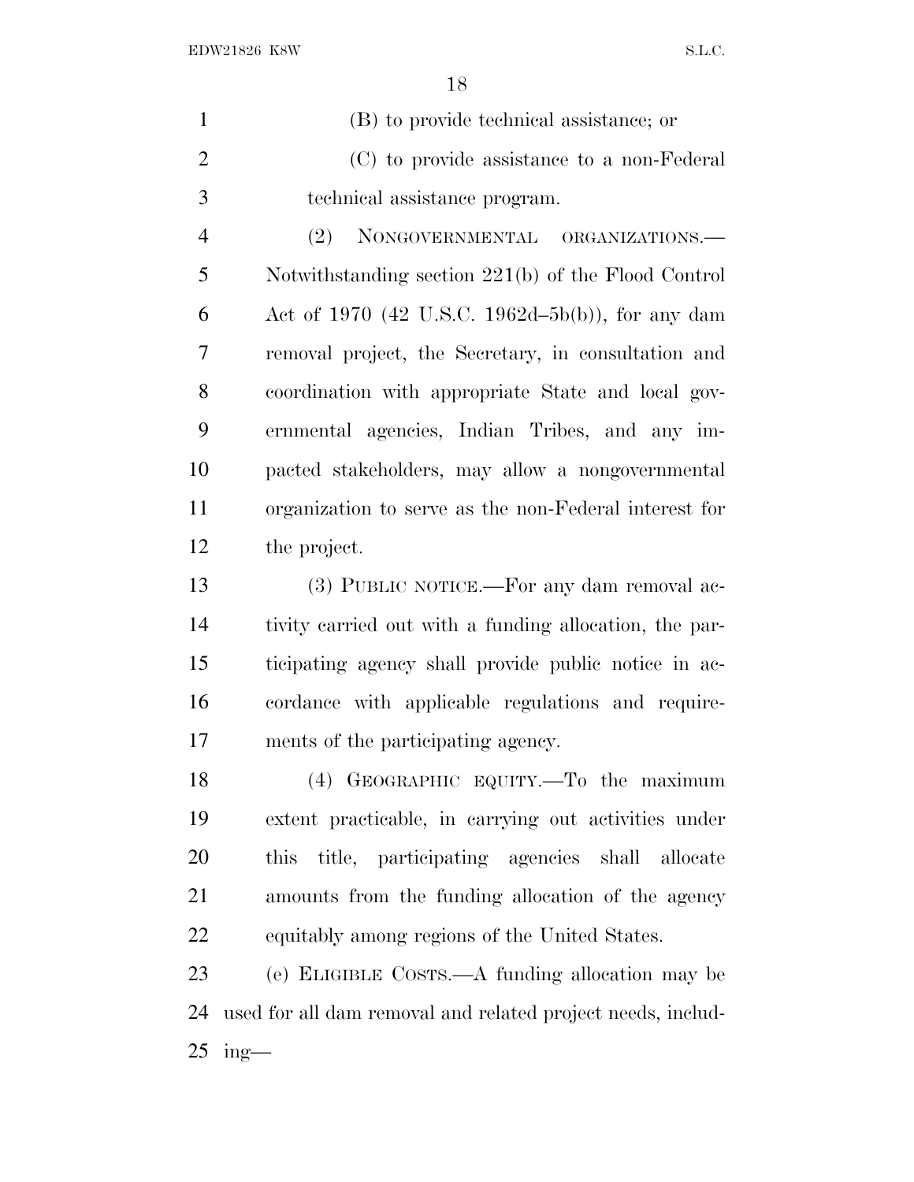(B) to provide technical assistance; or

(C) to provide assistance to a non-Federal technical assistance program.

(2) NONGOVERNMENTAL ORGANIZATIONS.—Notwithstanding section 221(b) of the Flood Control Act of 1970 (42 U.S.C. 1962d–5b(b)), for any dam removal project, the Secretary, in consultation and coordination with appropriate State and local governmental agencies, Indian Tribes, and any impacted stakeholders, may allow a nongovernmental organization to serve as the non-Federal interest for the project.

(3) PUBLIC NOTICE.—For any dam removal activity carried out with a funding allocation, the participating agency shall provide public notice in accordance with applicable regulations and requirements of the participating agency.

(4) GEOGRAPHIC EQUITY.—To the maximum extent practicable, in carrying out activities under this title, participating agencies shall allocate amounts from the funding allocation of the agency equitably among regions of the United States.

(e) ELIGIBLE COSTS.—A funding allocation may be used for all dam removal and related project needs, including—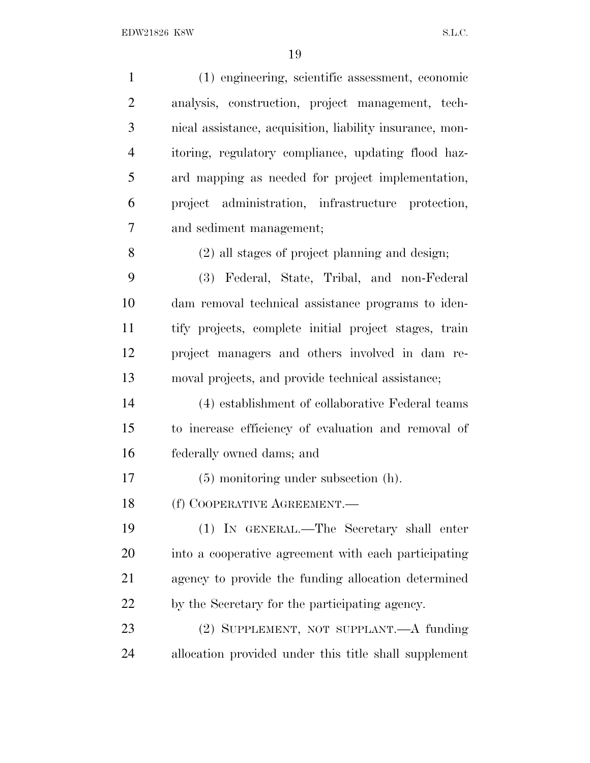(1) engineering, scientific assessment, economic analysis, construction, project management, technical assistance, acquisition, liability insurance, monitoring, regulatory compliance, updating flood hazard mapping as needed for project implementation, project administration, infrastructure protection, and sediment management;

(2) all stages of project planning and design;

(3) Federal, State, Tribal, and non-Federal dam removal technical assistance programs to identify projects, complete initial project stages, train project managers and others involved in dam removal projects, and provide technical assistance;

(4) establishment of collaborative Federal teams to increase efficiency of evaluation and removal of federally owned dams; and

(5) monitoring under subsection (h).

(f) COOPERATIVE AGREEMENT.—

(1) IN GENERAL.—The Secretary shall enter into a cooperative agreement with each participating agency to provide the funding allocation determined by the Secretary for the participating agency.

(2) SUPPLEMENT, NOT SUPPLANT.—A funding allocation provided under this title shall supplement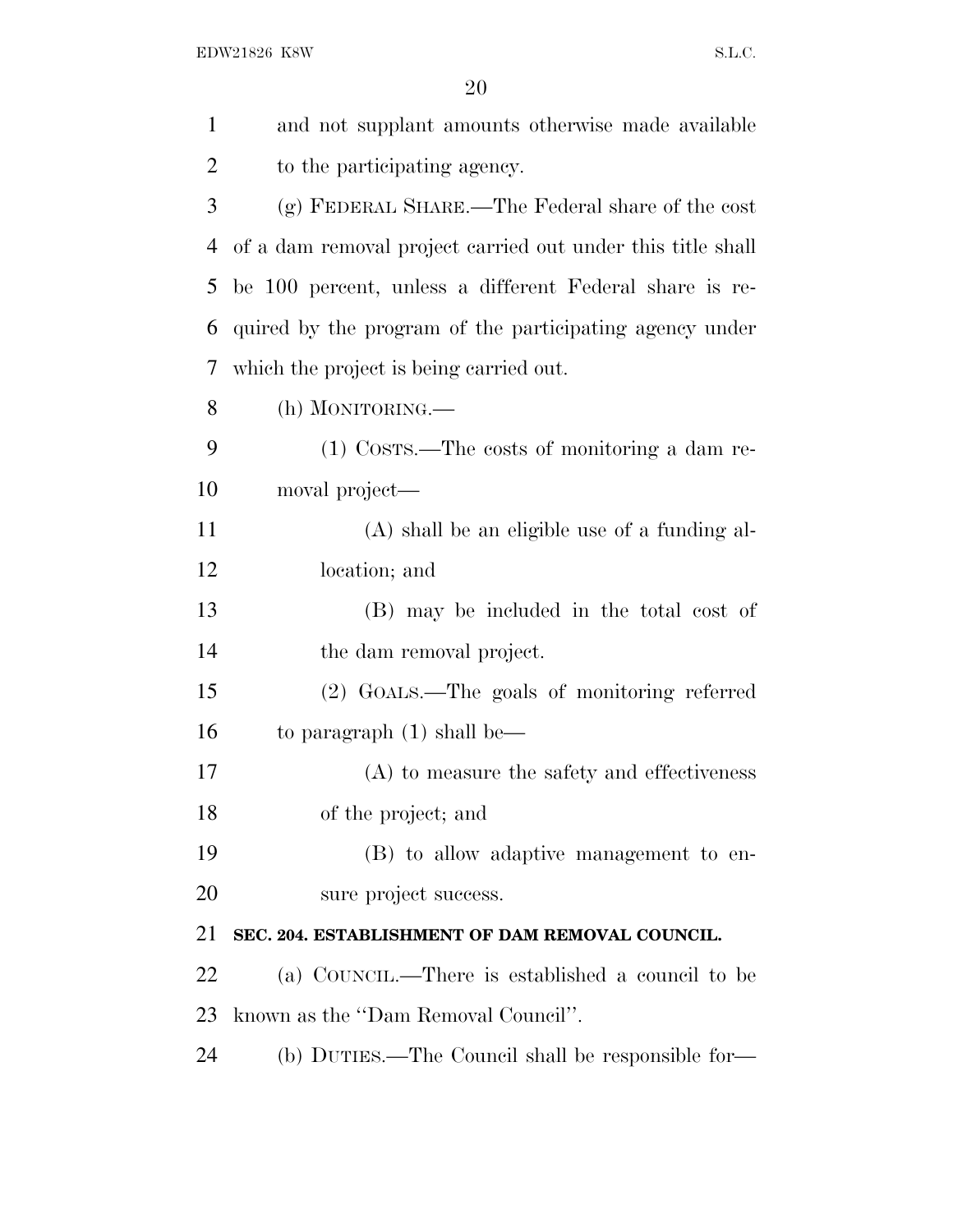and not supplant amounts otherwise made available to the participating agency.

(g) FEDERAL SHARE.—The Federal share of the cost of a dam removal project carried out under this title shall be 100 percent, unless a different Federal share is required by the program of the participating agency under which the project is being carried out.

(h) MONITORING.—

(1) COSTS.—The costs of monitoring a dam removal project—

(A) shall be an eligible use of a funding allocation; and

(B) may be included in the total cost of the dam removal project.

(2) GOALS.—The goals of monitoring referred to paragraph (1) shall be—

(A) to measure the safety and effectiveness of the project; and

(B) to allow adaptive management to ensure project success.

**SEC. 204. ESTABLISHMENT OF DAM REMOVAL COUNCIL.**

(a) COUNCIL.—There is established a council to be known as the "Dam Removal Council".

(b) DUTIES.—The Council shall be responsible for—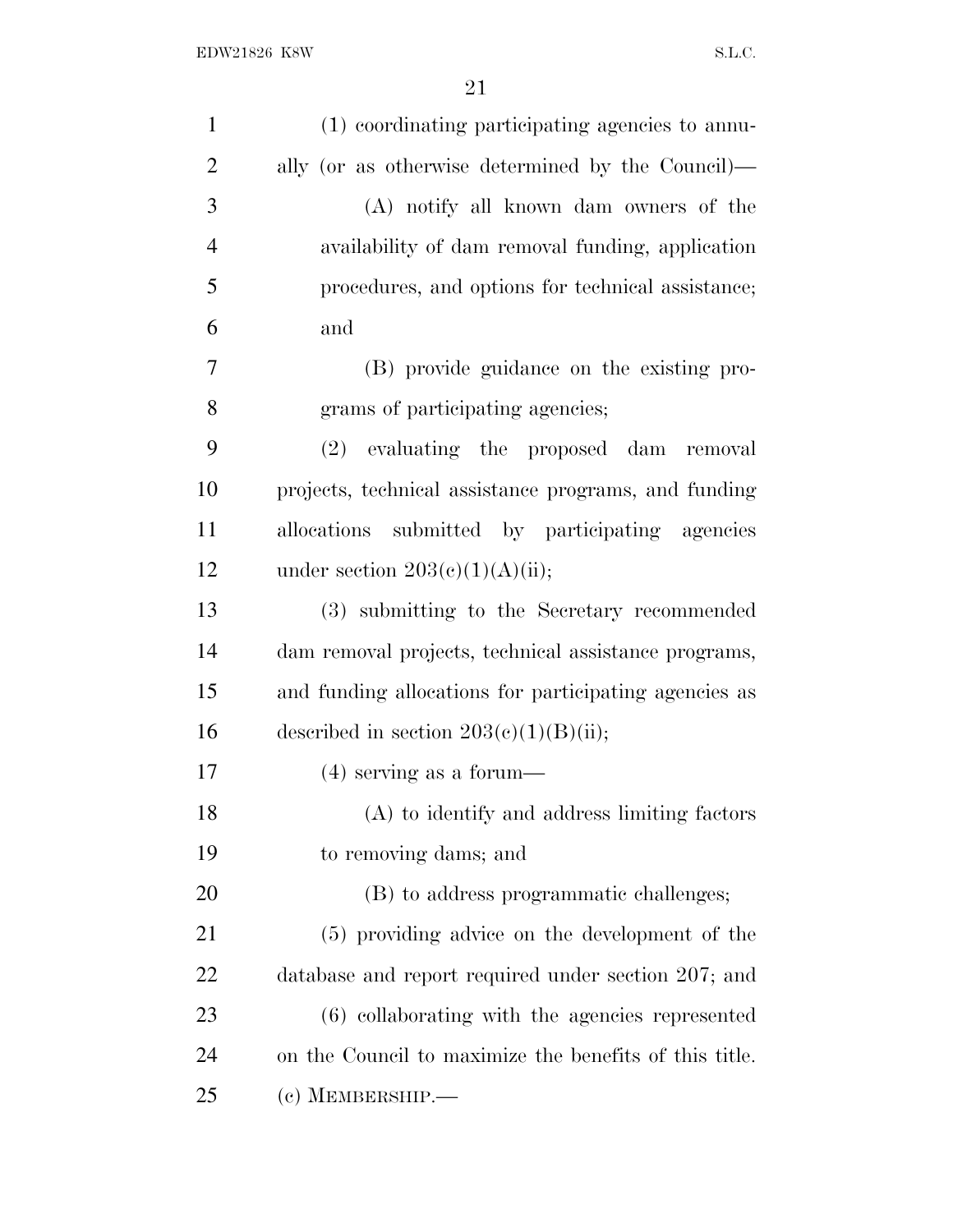(1) coordinating participating agencies to annually (or as otherwise determined by the Council)—

(A) notify all known dam owners of the availability of dam removal funding, application procedures, and options for technical assistance; and

(B) provide guidance on the existing programs of participating agencies;

(2) evaluating the proposed dam removal projects, technical assistance programs, and funding allocations submitted by participating agencies under section 203(c)(1)(A)(ii);

(3) submitting to the Secretary recommended dam removal projects, technical assistance programs, and funding allocations for participating agencies as described in section 203(c)(1)(B)(ii);

(4) serving as a forum—

(A) to identify and address limiting factors to removing dams; and

(B) to address programmatic challenges;

(5) providing advice on the development of the database and report required under section 207; and

(6) collaborating with the agencies represented on the Council to maximize the benefits of this title.

(c) MEMBERSHIP.—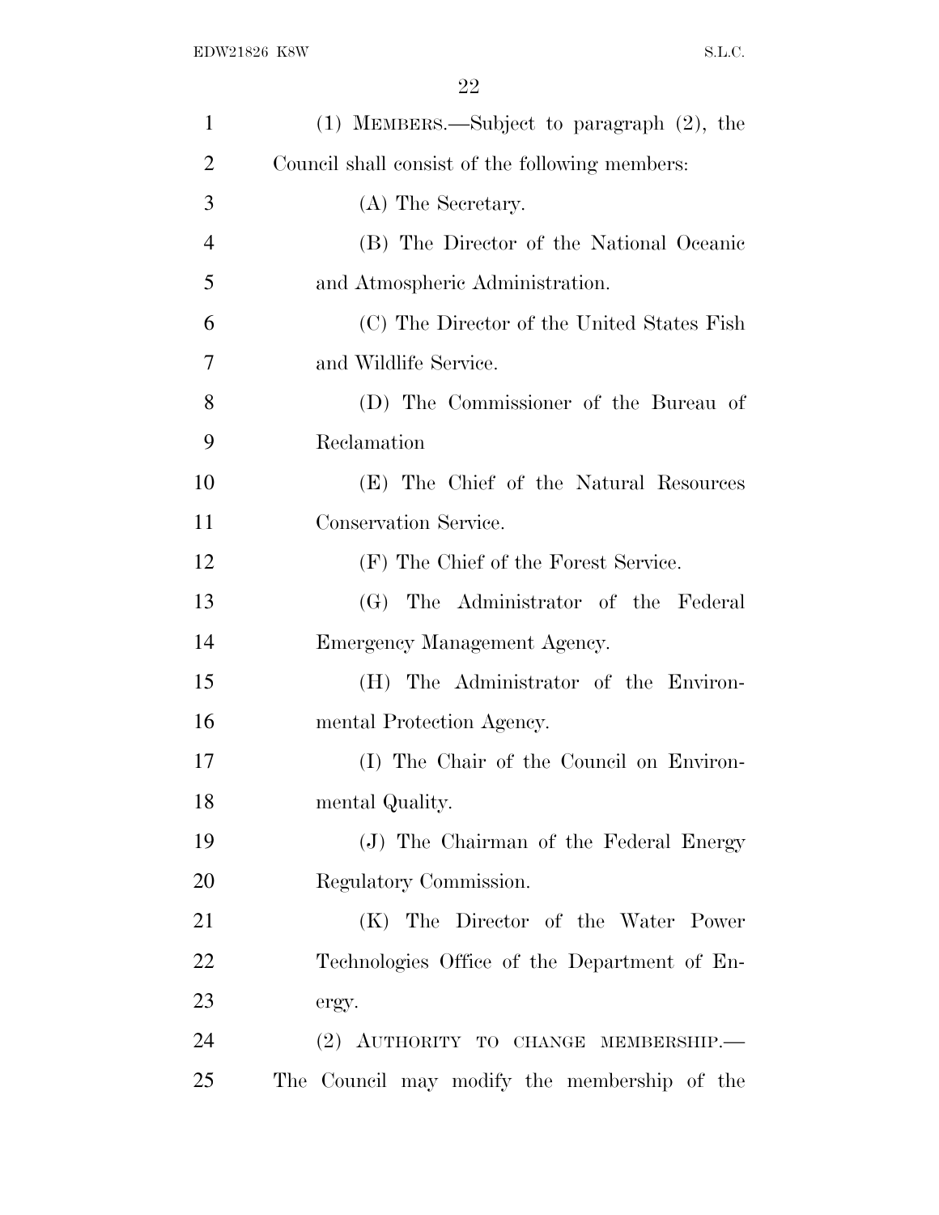(1) MEMBERS.—Subject to paragraph (2), the Council shall consist of the following members:

(A) The Secretary.

(B) The Director of the National Oceanic and Atmospheric Administration.

(C) The Director of the United States Fish and Wildlife Service.

(D) The Commissioner of the Bureau of Reclamation

(E) The Chief of the Natural Resources Conservation Service.

(F) The Chief of the Forest Service.

(G) The Administrator of the Federal Emergency Management Agency.

(H) The Administrator of the Environmental Protection Agency.

(I) The Chair of the Council on Environmental Quality.

(J) The Chairman of the Federal Energy Regulatory Commission.

(K) The Director of the Water Power Technologies Office of the Department of Energy.

(2) AUTHORITY TO CHANGE MEMBERSHIP.—The Council may modify the membership of the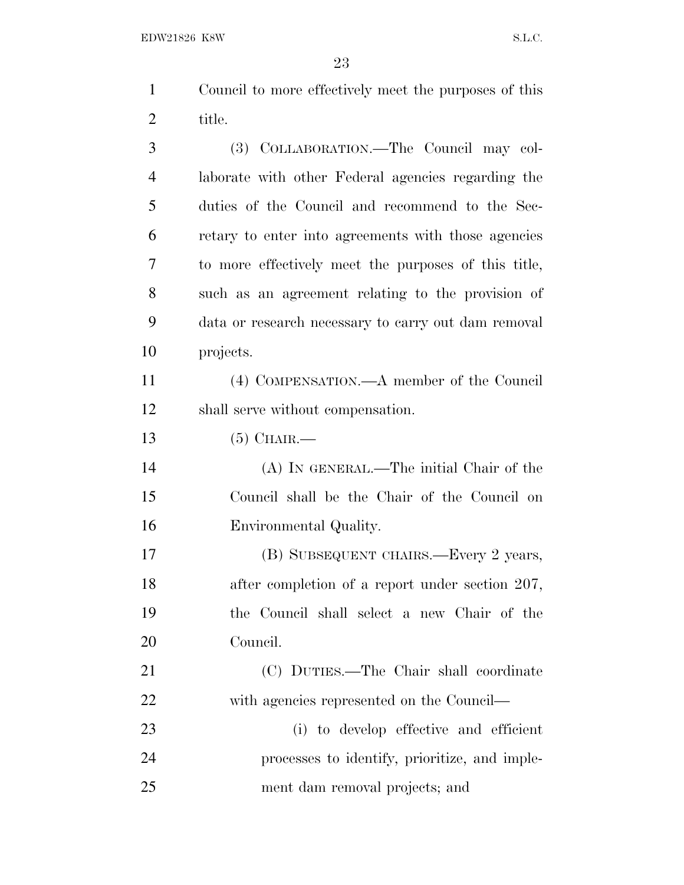Council to more effectively meet the purposes of this title.

(3) COLLABORATION.—The Council may collaborate with other Federal agencies regarding the duties of the Council and recommend to the Secretary to enter into agreements with those agencies to more effectively meet the purposes of this title, such as an agreement relating to the provision of data or research necessary to carry out dam removal projects.

(4) COMPENSATION.—A member of the Council shall serve without compensation.

(5) CHAIR.—

(A) IN GENERAL.—The initial Chair of the Council shall be the Chair of the Council on Environmental Quality.

(B) SUBSEQUENT CHAIRS.—Every 2 years, after completion of a report under section 207, the Council shall select a new Chair of the Council.

(C) DUTIES.—The Chair shall coordinate with agencies represented on the Council—

(i) to develop effective and efficient processes to identify, prioritize, and implement dam removal projects; and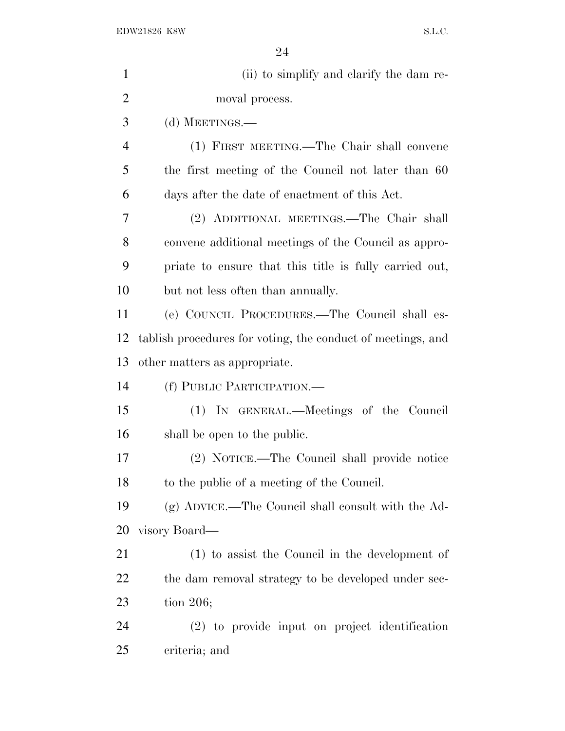(ii) to simplify and clarify the dam removal process.

(d) MEETINGS.—

(1) FIRST MEETING.—The Chair shall convene the first meeting of the Council not later than 60 days after the date of enactment of this Act.

(2) ADDITIONAL MEETINGS.—The Chair shall convene additional meetings of the Council as appropriate to ensure that this title is fully carried out, but not less often than annually.

(e) COUNCIL PROCEDURES.—The Council shall establish procedures for voting, the conduct of meetings, and other matters as appropriate.

(f) PUBLIC PARTICIPATION.—

(1) IN GENERAL.—Meetings of the Council shall be open to the public.

(2) NOTICE.—The Council shall provide notice to the public of a meeting of the Council.

(g) ADVICE.—The Council shall consult with the Advisory Board—

(1) to assist the Council in the development of the dam removal strategy to be developed under section 206;

(2) to provide input on project identification criteria; and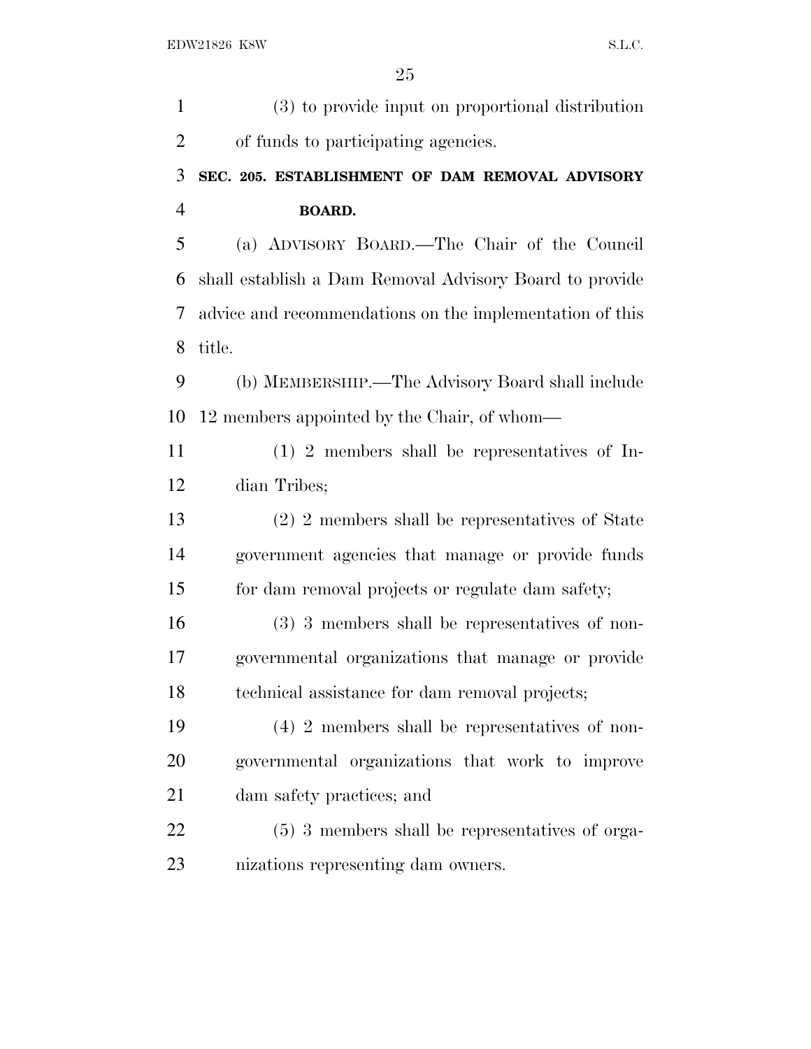(3) to provide input on proportional distribution of funds to participating agencies.

**SEC. 205. ESTABLISHMENT OF DAM REMOVAL ADVISORY BOARD.**

(a) ADVISORY BOARD.—The Chair of the Council shall establish a Dam Removal Advisory Board to provide advice and recommendations on the implementation of this title.

(b) MEMBERSHIP.—The Advisory Board shall include 12 members appointed by the Chair, of whom—

(1) 2 members shall be representatives of Indian Tribes;

(2) 2 members shall be representatives of State government agencies that manage or provide funds for dam removal projects or regulate dam safety;

(3) 3 members shall be representatives of non-governmental organizations that manage or provide technical assistance for dam removal projects;

(4) 2 members shall be representatives of non-governmental organizations that work to improve dam safety practices; and

(5) 3 members shall be representatives of organizations representing dam owners.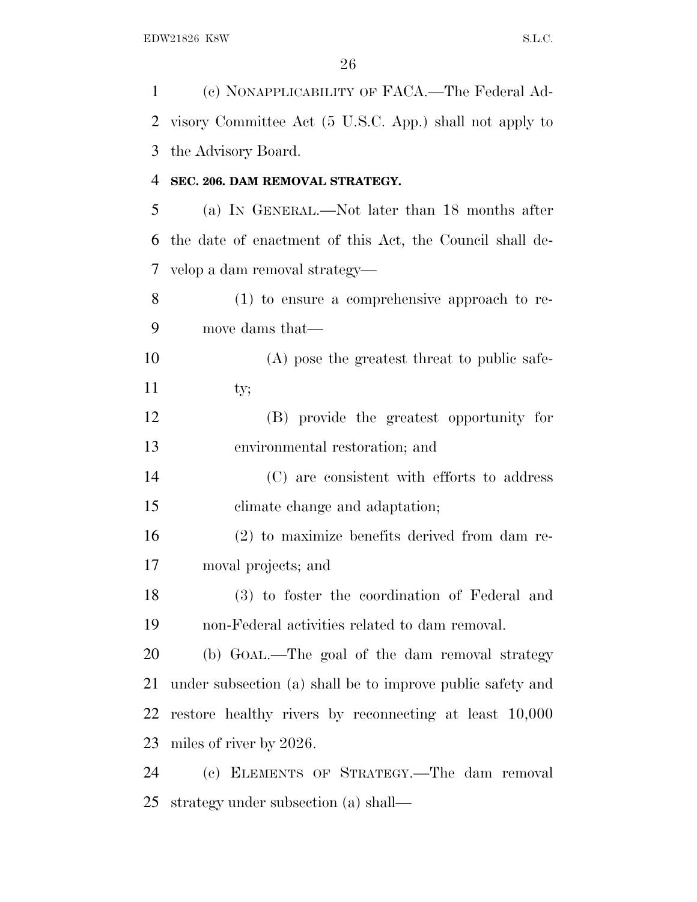(c) NONAPPLICABILITY OF FACA.—The Federal Advisory Committee Act (5 U.S.C. App.) shall not apply to the Advisory Board.

**SEC. 206. DAM REMOVAL STRATEGY.**

(a) IN GENERAL.—Not later than 18 months after the date of enactment of this Act, the Council shall develop a dam removal strategy—

(1) to ensure a comprehensive approach to remove dams that—

(A) pose the greatest threat to public safety;

(B) provide the greatest opportunity for environmental restoration; and

(C) are consistent with efforts to address climate change and adaptation;

(2) to maximize benefits derived from dam removal projects; and

(3) to foster the coordination of Federal and non-Federal activities related to dam removal.

(b) GOAL.—The goal of the dam removal strategy under subsection (a) shall be to improve public safety and restore healthy rivers by reconnecting at least 10,000 miles of river by 2026.

(c) ELEMENTS OF STRATEGY.—The dam removal strategy under subsection (a) shall—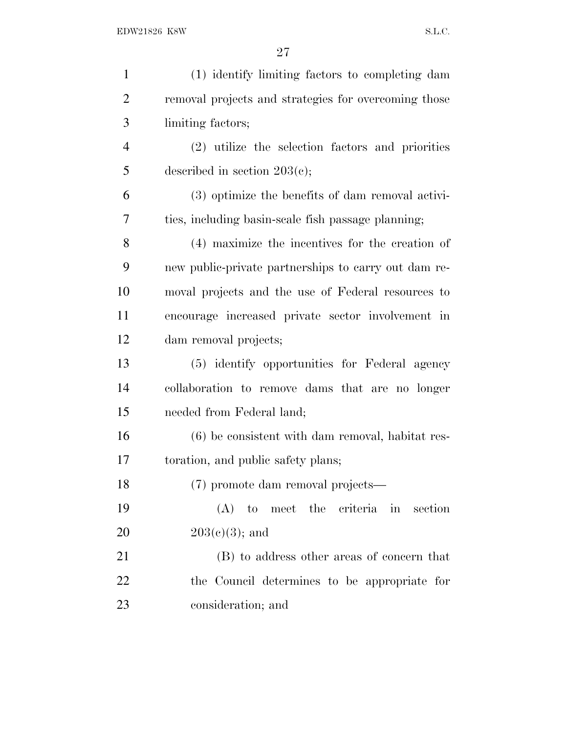(1) identify limiting factors to completing dam removal projects and strategies for overcoming those limiting factors;

(2) utilize the selection factors and priorities described in section 203(c);

(3) optimize the benefits of dam removal activities, including basin-scale fish passage planning;

(4) maximize the incentives for the creation of new public-private partnerships to carry out dam removal projects and the use of Federal resources to encourage increased private sector involvement in dam removal projects;

(5) identify opportunities for Federal agency collaboration to remove dams that are no longer needed from Federal land;

(6) be consistent with dam removal, habitat restoration, and public safety plans;

(7) promote dam removal projects—

(A) to meet the criteria in section 203(c)(3); and

(B) to address other areas of concern that the Council determines to be appropriate for consideration; and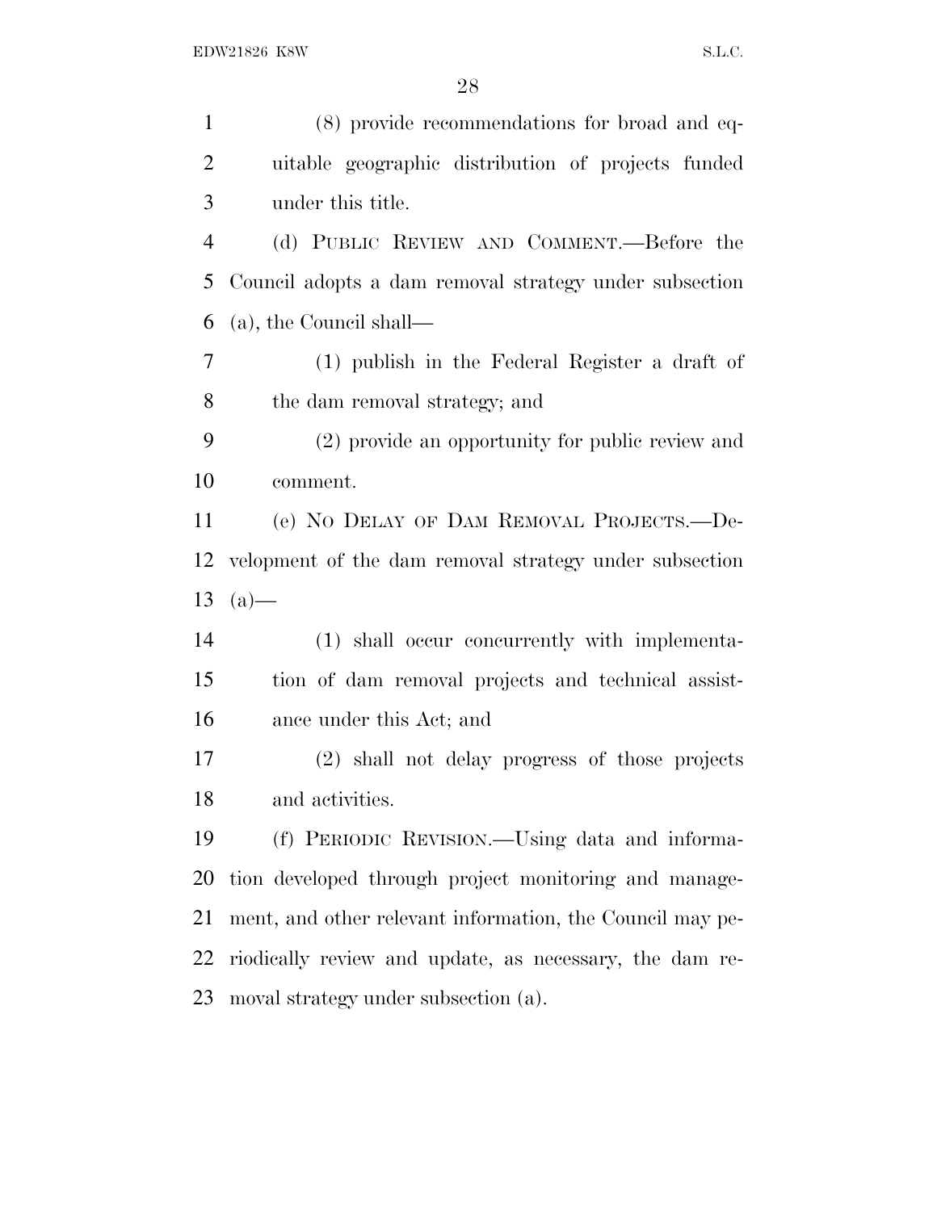(8) provide recommendations for broad and equitable geographic distribution of projects funded under this title.

(d) PUBLIC REVIEW AND COMMENT.—Before the Council adopts a dam removal strategy under subsection (a), the Council shall—

(1) publish in the Federal Register a draft of the dam removal strategy; and

(2) provide an opportunity for public review and comment.

(e) NO DELAY OF DAM REMOVAL PROJECTS.—Development of the dam removal strategy under subsection (a)—

(1) shall occur concurrently with implementation of dam removal projects and technical assistance under this Act; and

(2) shall not delay progress of those projects and activities.

(f) PERIODIC REVISION.—Using data and information developed through project monitoring and management, and other relevant information, the Council may periodically review and update, as necessary, the dam removal strategy under subsection (a).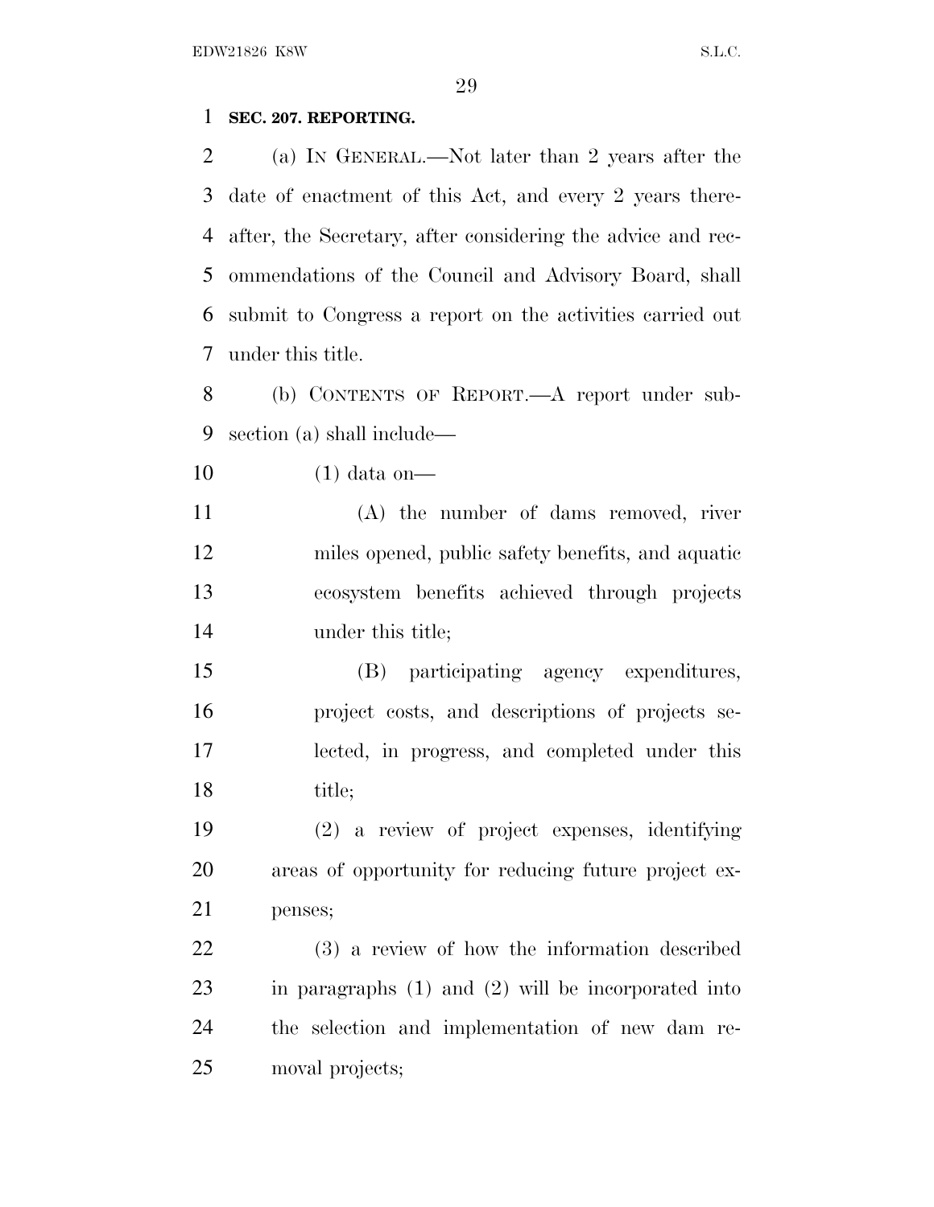**SEC. 207. REPORTING.**

(a) IN GENERAL.—Not later than 2 years after the date of enactment of this Act, and every 2 years thereafter, the Secretary, after considering the advice and recommendations of the Council and Advisory Board, shall submit to Congress a report on the activities carried out under this title.

(b) CONTENTS OF REPORT.—A report under subsection (a) shall include—

(1) data on—

(A) the number of dams removed, river miles opened, public safety benefits, and aquatic ecosystem benefits achieved through projects under this title;

(B) participating agency expenditures, project costs, and descriptions of projects selected, in progress, and completed under this title;

(2) a review of project expenses, identifying areas of opportunity for reducing future project expenses;

(3) a review of how the information described in paragraphs (1) and (2) will be incorporated into the selection and implementation of new dam removal projects;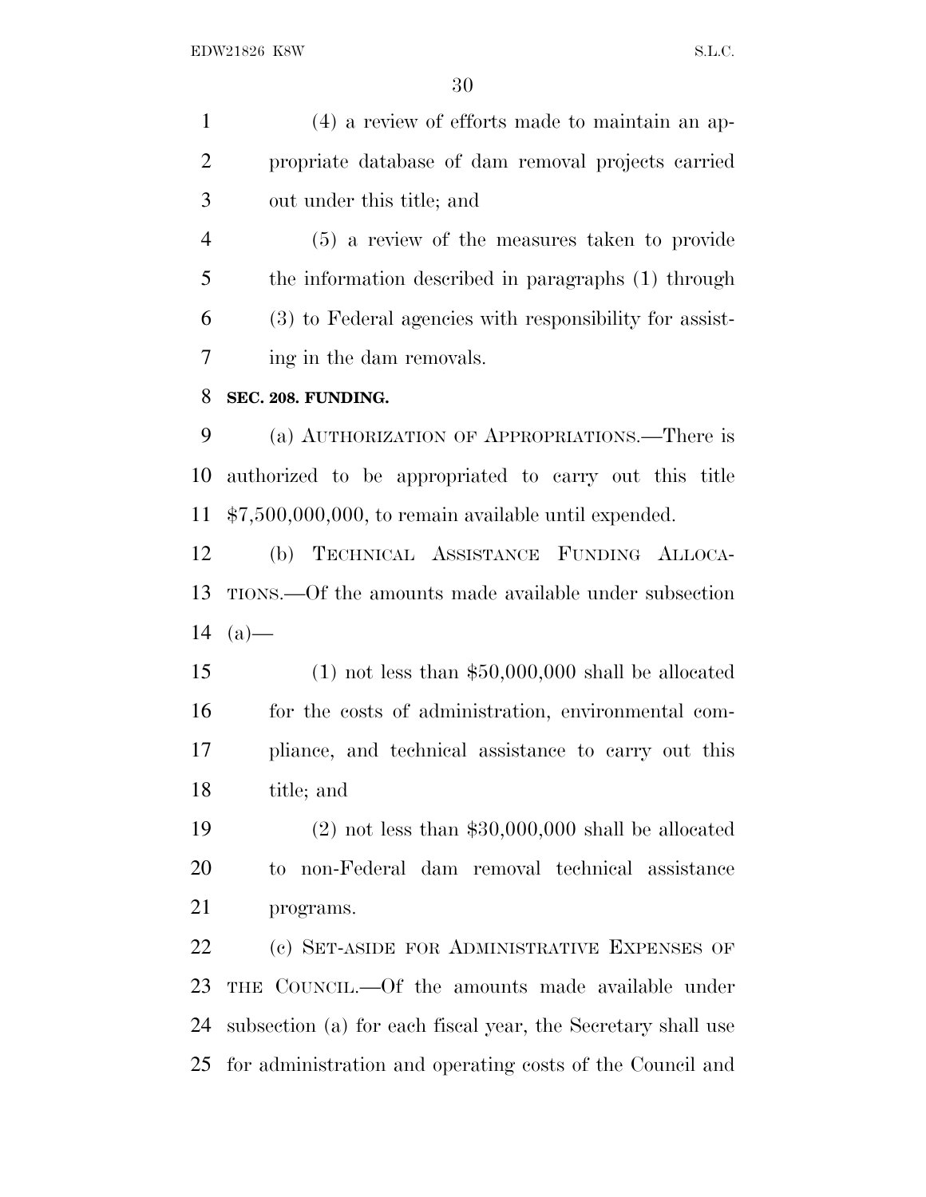(4) a review of efforts made to maintain an appropriate database of dam removal projects carried out under this title; and

(5) a review of the measures taken to provide the information described in paragraphs (1) through (3) to Federal agencies with responsibility for assisting in the dam removals.

**SEC. 208. FUNDING.**

(a) AUTHORIZATION OF APPROPRIATIONS.—There is authorized to be appropriated to carry out this title $7,500,000,000, to remain available until expended.

(b) TECHNICAL ASSISTANCE FUNDING ALLOCATIONS.—Of the amounts made available under subsection (a)—

(1) not less than $50,000,000 shall be allocated for the costs of administration, environmental compliance, and technical assistance to carry out this title; and

(2) not less than $30,000,000 shall be allocated to non-Federal dam removal technical assistance programs.

(c) SET-ASIDE FOR ADMINISTRATIVE EXPENSES OF THE COUNCIL.—Of the amounts made available under subsection (a) for each fiscal year, the Secretary shall use for administration and operating costs of the Council and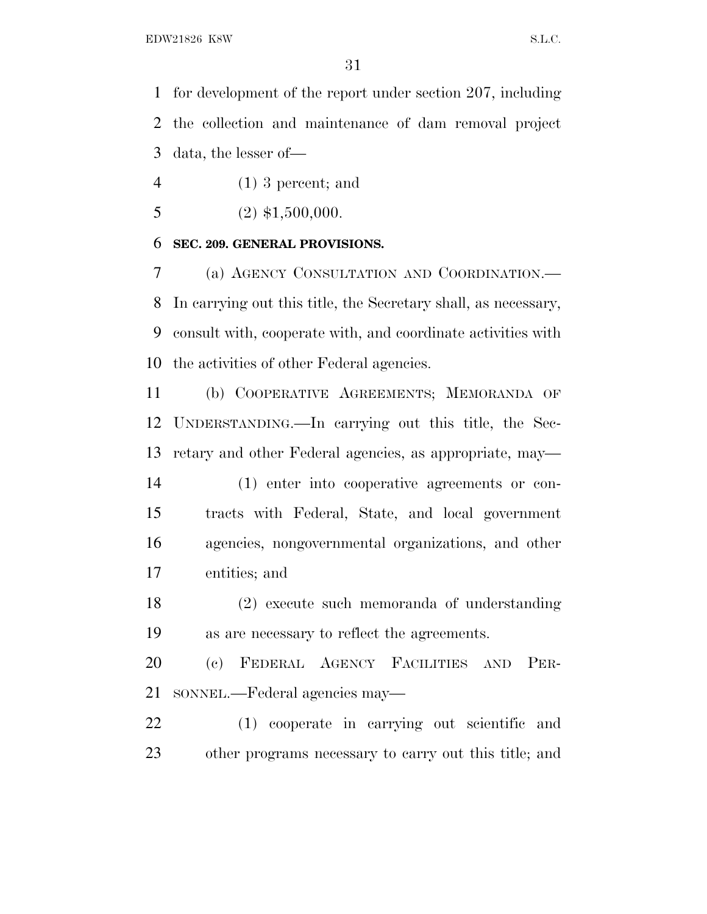for development of the report under section 207, including the collection and maintenance of dam removal project data, the lesser of—

(1) 3 percent; and

(2) $1,500,000.

**SEC. 209. GENERAL PROVISIONS.**

(a) AGENCY CONSULTATION AND COORDINATION.—In carrying out this title, the Secretary shall, as necessary, consult with, cooperate with, and coordinate activities with the activities of other Federal agencies.

(b) COOPERATIVE AGREEMENTS; MEMORANDA OF UNDERSTANDING.—In carrying out this title, the Secretary and other Federal agencies, as appropriate, may—

(1) enter into cooperative agreements or contracts with Federal, State, and local government agencies, nongovernmental organizations, and other entities; and

(2) execute such memoranda of understanding as are necessary to reflect the agreements.

(c) FEDERAL AGENCY FACILITIES AND PERSONNEL.—Federal agencies may—

(1) cooperate in carrying out scientific and other programs necessary to carry out this title; and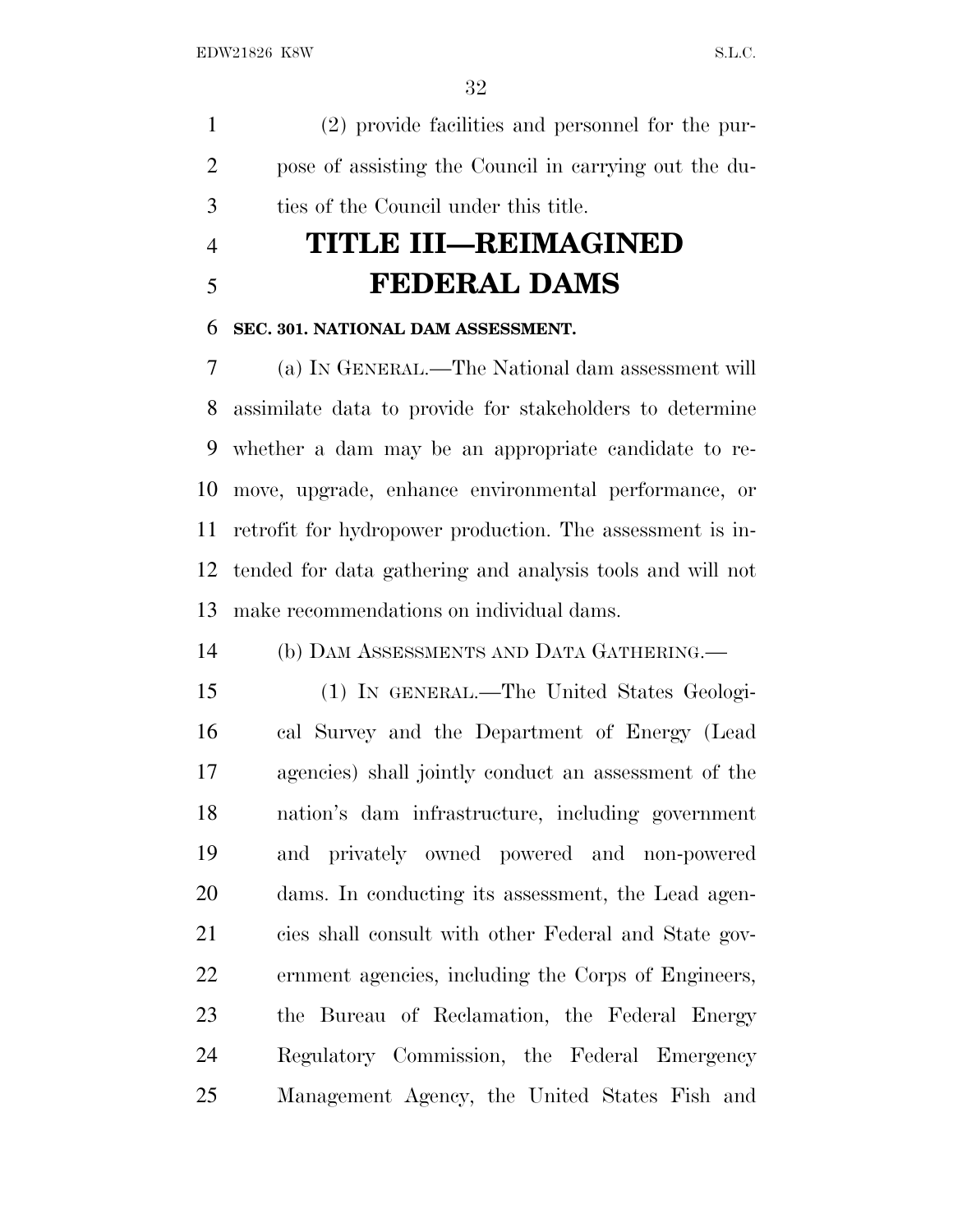(2) provide facilities and personnel for the purpose of assisting the Council in carrying out the duties of the Council under this title.

# TITLE III—REIMAGINED FEDERAL DAMS

**SEC. 301. NATIONAL DAM ASSESSMENT.**

(a) IN GENERAL.—The National dam assessment will assimilate data to provide for stakeholders to determine whether a dam may be an appropriate candidate to remove, upgrade, enhance environmental performance, or retrofit for hydropower production. The assessment is intended for data gathering and analysis tools and will not make recommendations on individual dams.

(b) DAM ASSESSMENTS AND DATA GATHERING.—

(1) IN GENERAL.—The United States Geological Survey and the Department of Energy (Lead agencies) shall jointly conduct an assessment of the nation's dam infrastructure, including government and privately owned powered and non-powered dams. In conducting its assessment, the Lead agencies shall consult with other Federal and State government agencies, including the Corps of Engineers, the Bureau of Reclamation, the Federal Energy Regulatory Commission, the Federal Emergency Management Agency, the United States Fish and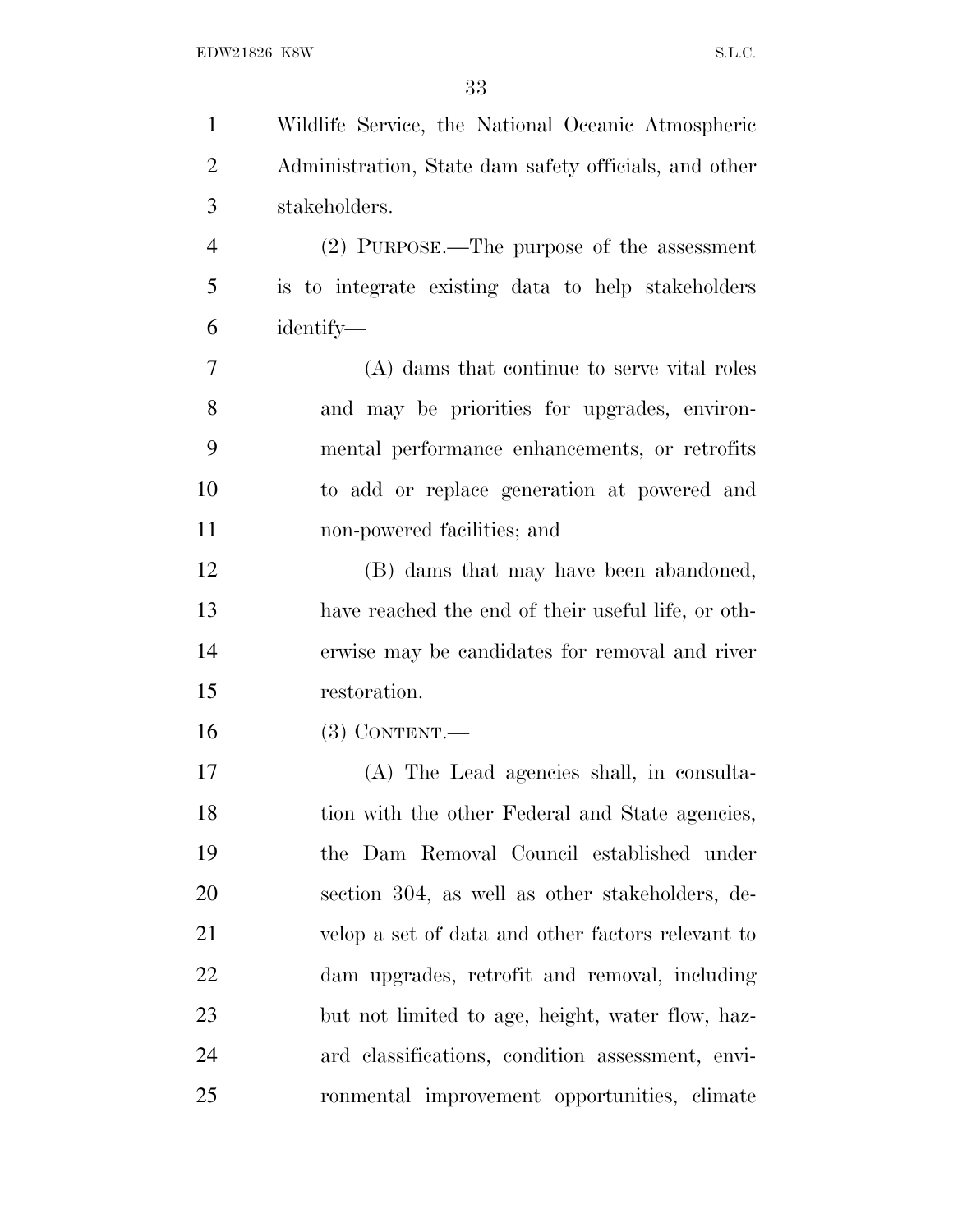Wildlife Service, the National Oceanic Atmospheric Administration, State dam safety officials, and other stakeholders.

(2) PURPOSE.—The purpose of the assessment is to integrate existing data to help stakeholders identify—

(A) dams that continue to serve vital roles and may be priorities for upgrades, environmental performance enhancements, or retrofits to add or replace generation at powered and non-powered facilities; and

(B) dams that may have been abandoned, have reached the end of their useful life, or otherwise may be candidates for removal and river restoration.

(3) CONTENT.—

(A) The Lead agencies shall, in consultation with the other Federal and State agencies, the Dam Removal Council established under section 304, as well as other stakeholders, develop a set of data and other factors relevant to dam upgrades, retrofit and removal, including but not limited to age, height, water flow, hazard classifications, condition assessment, environmental improvement opportunities, climate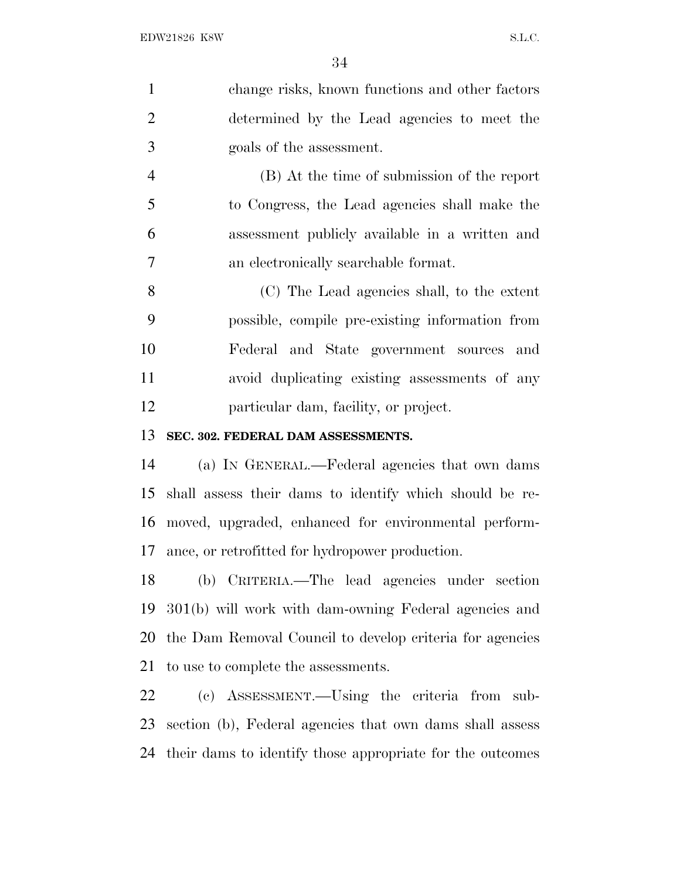change risks, known functions and other factors determined by the Lead agencies to meet the goals of the assessment.

(B) At the time of submission of the report to Congress, the Lead agencies shall make the assessment publicly available in a written and an electronically searchable format.

(C) The Lead agencies shall, to the extent possible, compile pre-existing information from Federal and State government sources and avoid duplicating existing assessments of any particular dam, facility, or project.

**SEC. 302. FEDERAL DAM ASSESSMENTS.**

(a) IN GENERAL.—Federal agencies that own dams shall assess their dams to identify which should be removed, upgraded, enhanced for environmental performance, or retrofitted for hydropower production.

(b) CRITERIA.—The lead agencies under section 301(b) will work with dam-owning Federal agencies and the Dam Removal Council to develop criteria for agencies to use to complete the assessments.

(c) ASSESSMENT.—Using the criteria from subsection (b), Federal agencies that own dams shall assess their dams to identify those appropriate for the outcomes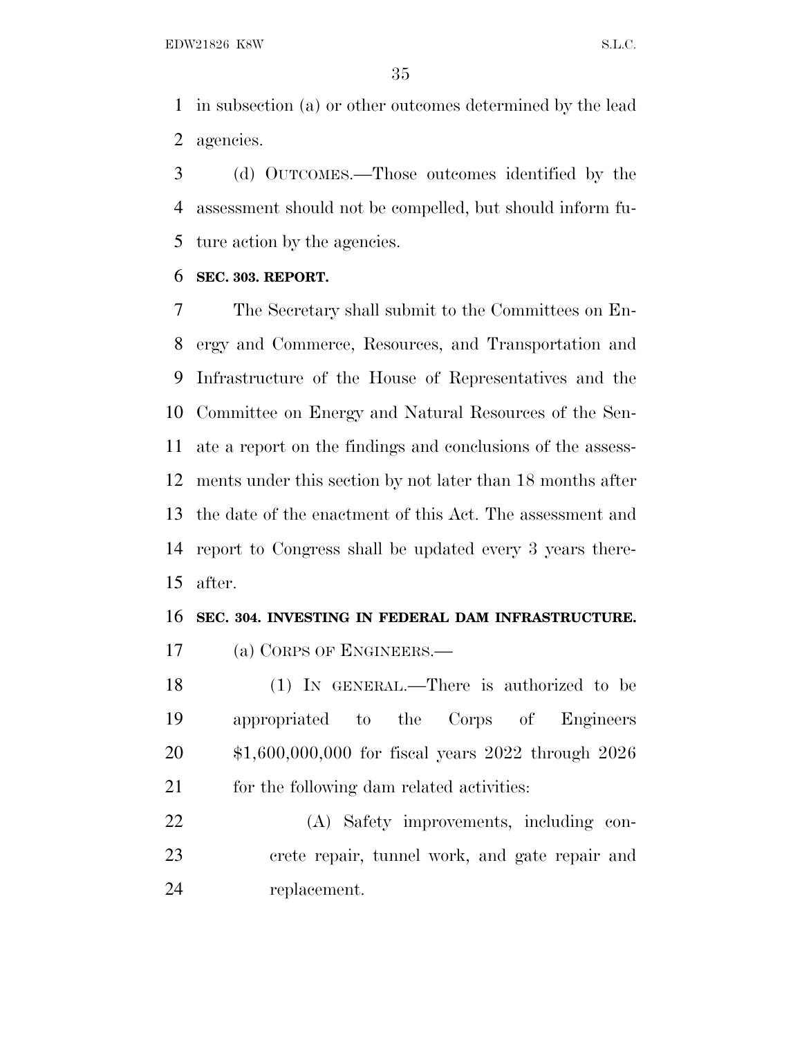in subsection (a) or other outcomes determined by the lead agencies.

(d) OUTCOMES.—Those outcomes identified by the assessment should not be compelled, but should inform future action by the agencies.

**SEC. 303. REPORT.**

The Secretary shall submit to the Committees on Energy and Commerce, Resources, and Transportation and Infrastructure of the House of Representatives and the Committee on Energy and Natural Resources of the Senate a report on the findings and conclusions of the assessments under this section by not later than 18 months after the date of the enactment of this Act. The assessment and report to Congress shall be updated every 3 years thereafter.

**SEC. 304. INVESTING IN FEDERAL DAM INFRASTRUCTURE.**

(a) CORPS OF ENGINEERS.—

(1) IN GENERAL.—There is authorized to be appropriated to the Corps of Engineers $1,600,000,000 for fiscal years 2022 through 2026 for the following dam related activities:

(A) Safety improvements, including concrete repair, tunnel work, and gate repair and replacement.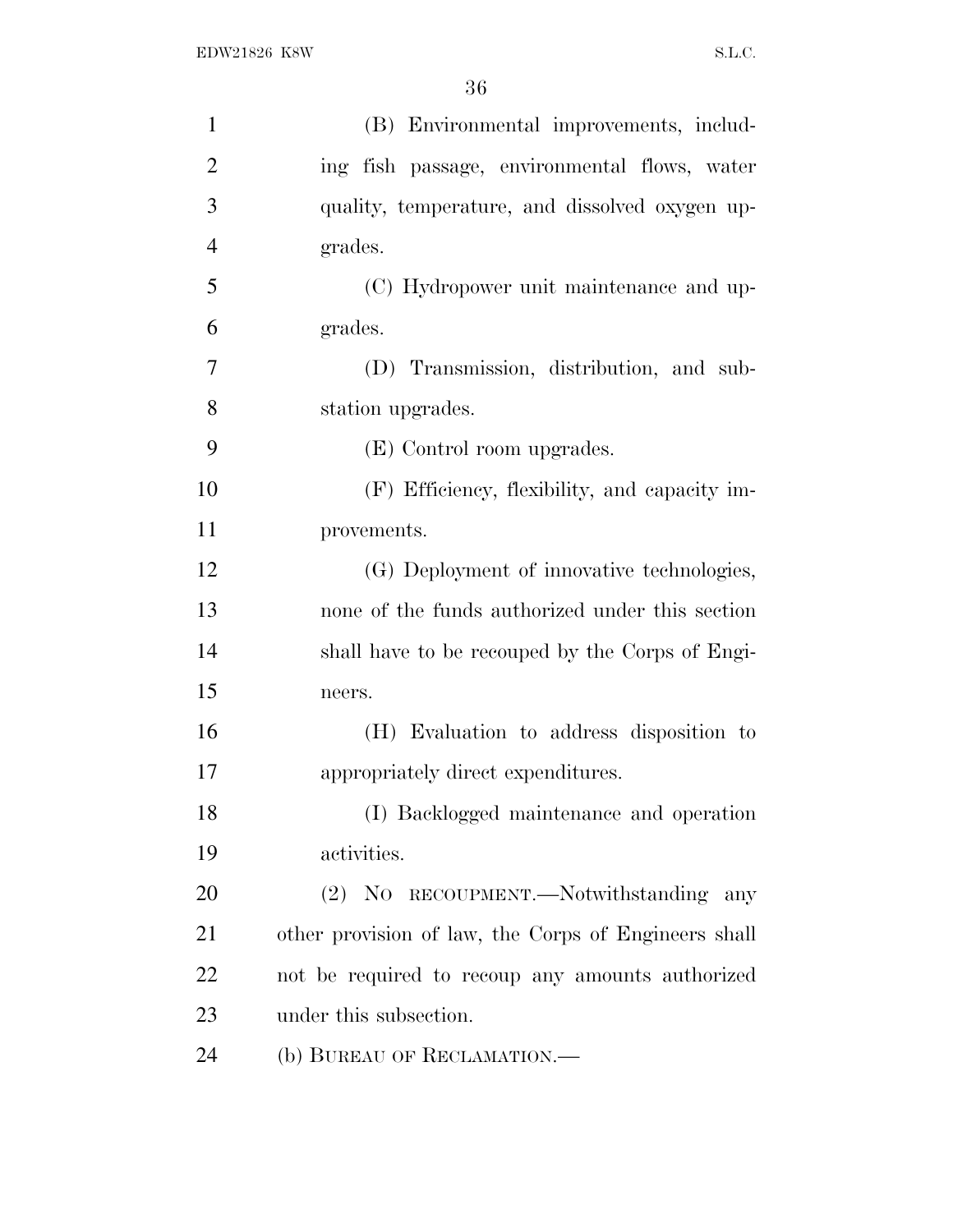(B) Environmental improvements, including fish passage, environmental flows, water quality, temperature, and dissolved oxygen upgrades.

(C) Hydropower unit maintenance and upgrades.

(D) Transmission, distribution, and substation upgrades.

(E) Control room upgrades.

(F) Efficiency, flexibility, and capacity improvements.

(G) Deployment of innovative technologies, none of the funds authorized under this section shall have to be recouped by the Corps of Engineers.

(H) Evaluation to address disposition to appropriately direct expenditures.

(I) Backlogged maintenance and operation activities.

(2) NO RECOUPMENT.—Notwithstanding any other provision of law, the Corps of Engineers shall not be required to recoup any amounts authorized under this subsection.

(b) BUREAU OF RECLAMATION.—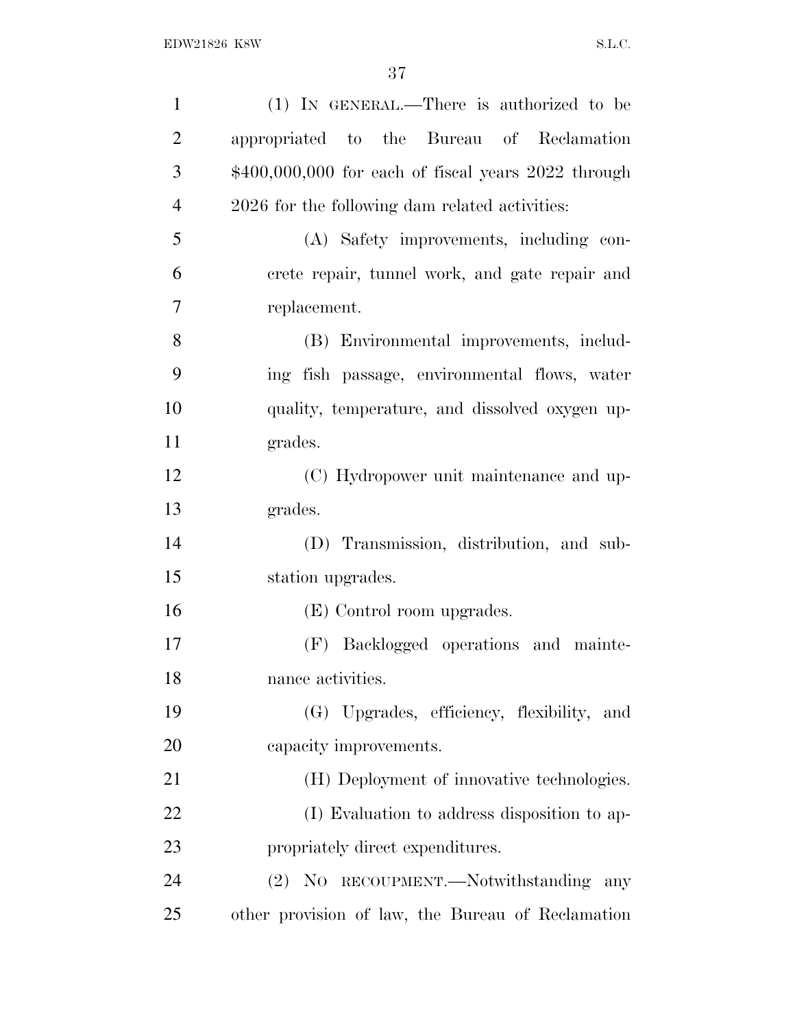(1) IN GENERAL.—There is authorized to be appropriated to the Bureau of Reclamation $400,000,000 for each of fiscal years 2022 through 2026 for the following dam related activities:

(A) Safety improvements, including concrete repair, tunnel work, and gate repair and replacement.

(B) Environmental improvements, including fish passage, environmental flows, water quality, temperature, and dissolved oxygen upgrades.

(C) Hydropower unit maintenance and upgrades.

(D) Transmission, distribution, and substation upgrades.

(E) Control room upgrades.

(F) Backlogged operations and maintenance activities.

(G) Upgrades, efficiency, flexibility, and capacity improvements.

(H) Deployment of innovative technologies.

(I) Evaluation to address disposition to appropriately direct expenditures.

(2) NO RECOUPMENT.—Notwithstanding any other provision of law, the Bureau of Reclamation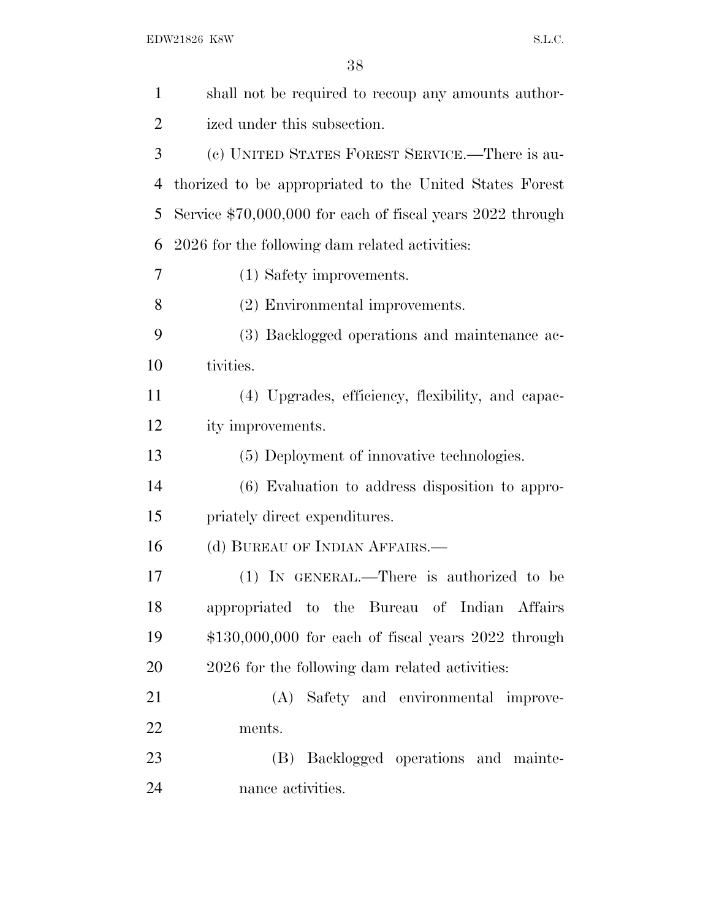shall not be required to recoup any amounts authorized under this subsection.

(c) UNITED STATES FOREST SERVICE.—There is authorized to be appropriated to the United States Forest Service $70,000,000 for each of fiscal years 2022 through 2026 for the following dam related activities:

(1) Safety improvements.

(2) Environmental improvements.

(3) Backlogged operations and maintenance activities.

(4) Upgrades, efficiency, flexibility, and capacity improvements.

(5) Deployment of innovative technologies.

(6) Evaluation to address disposition to appropriately direct expenditures.

(d) BUREAU OF INDIAN AFFAIRS.—

(1) IN GENERAL.—There is authorized to be appropriated to the Bureau of Indian Affairs $130,000,000 for each of fiscal years 2022 through 2026 for the following dam related activities:

(A) Safety and environmental improvements.

(B) Backlogged operations and maintenance activities.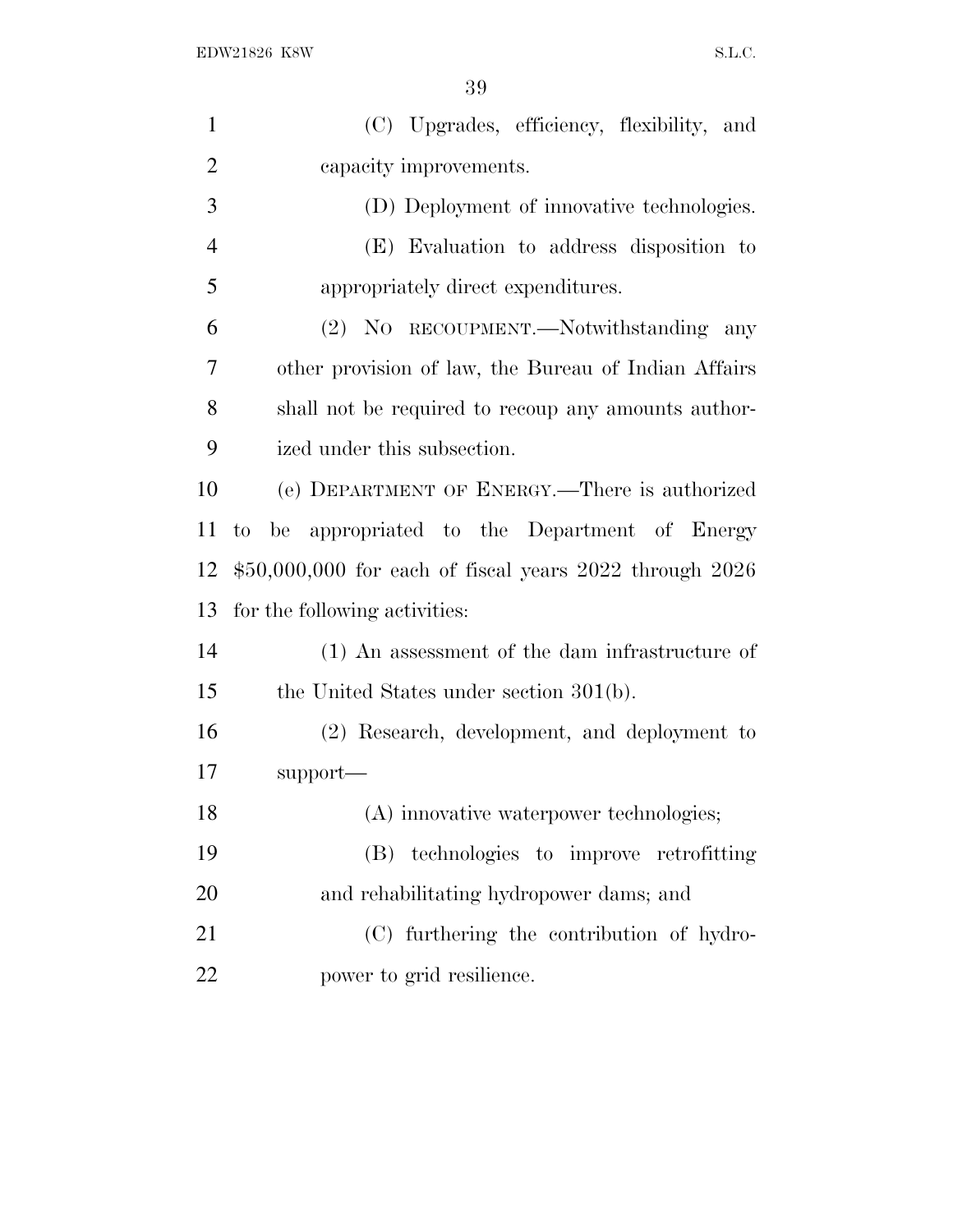(C) Upgrades, efficiency, flexibility, and capacity improvements.

(D) Deployment of innovative technologies.

(E) Evaluation to address disposition to appropriately direct expenditures.

(2) NO RECOUPMENT.—Notwithstanding any other provision of law, the Bureau of Indian Affairs shall not be required to recoup any amounts authorized under this subsection.

(e) DEPARTMENT OF ENERGY.—There is authorized to be appropriated to the Department of Energy $50,000,000 for each of fiscal years 2022 through 2026 for the following activities:

(1) An assessment of the dam infrastructure of the United States under section 301(b).

(2) Research, development, and deployment to support—

(A) innovative waterpower technologies;

(B) technologies to improve retrofitting and rehabilitating hydropower dams; and

(C) furthering the contribution of hydropower to grid resilience.